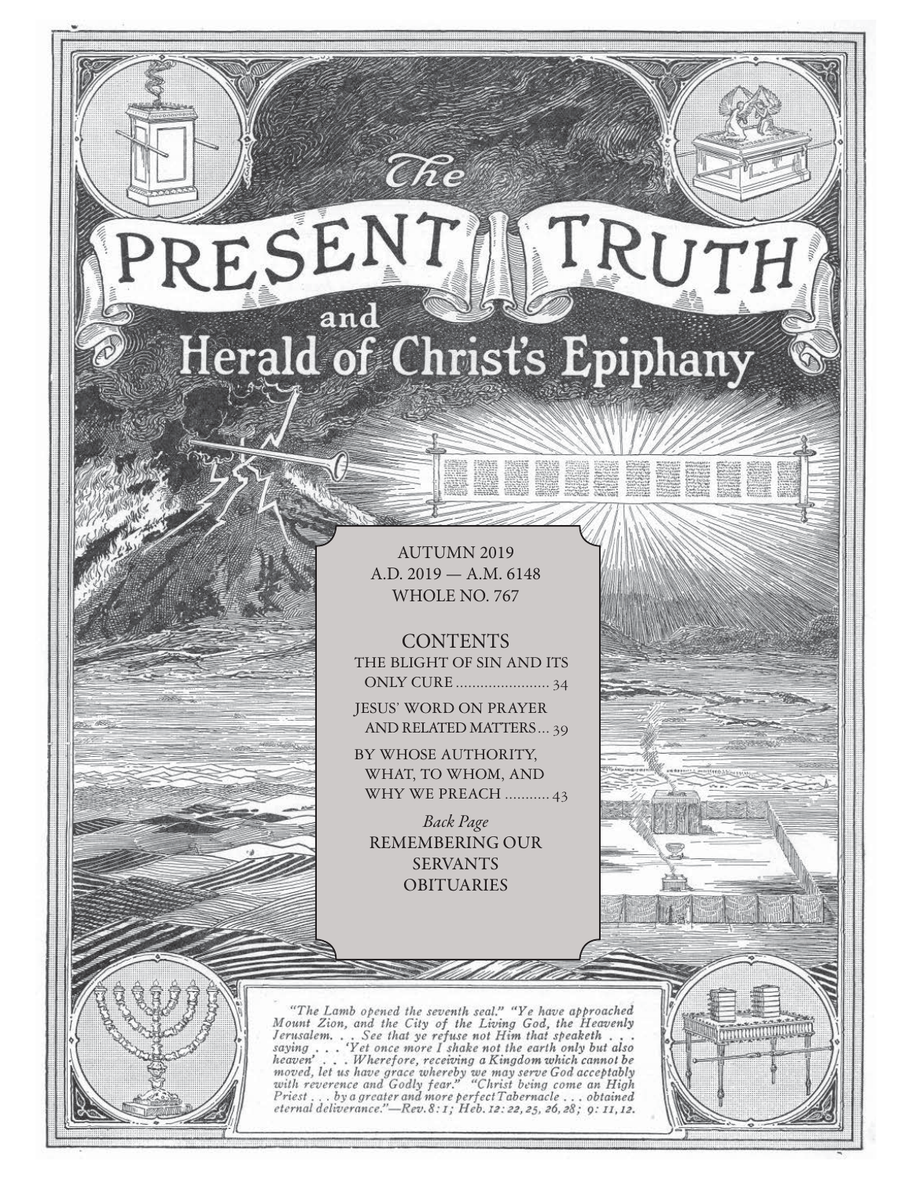# The PRESENT TRUTH and Herald of Christ's Epiphany

AUTUMN 2019
A.D. 2019 — A.M. 6148
WHOLE NO. 767

## CONTENTS

THE BLIGHT OF SIN AND ITS ONLY CURE ........................ 34

JESUS' WORD ON PRAYER AND RELATED MATTERS ... 39

BY WHOSE AUTHORITY, WHAT, TO WHOM, AND WHY WE PREACH ........... 43

*Back Page*

REMEMBERING OUR SERVANTS

OBITUARIES

*"The Lamb opened the seventh seal." "Ye have approached Mount Zion, and the City of the Living God, the Heavenly Jerusalem. . . See that ye refuse not Him that speaketh . . . saying . . . 'Yet once more I shake not the earth only but also heaven' . . . Wherefore, receiving a Kingdom which cannot be moved, let us have grace whereby we may serve God acceptably with reverence and Godly fear." "Christ being come an High Priest . . . by a greater and more perfect Tabernacle . . . obtained eternal deliverance."—Rev. 8: 1; Heb. 12: 22, 25, 26, 28; 9: 11, 12.*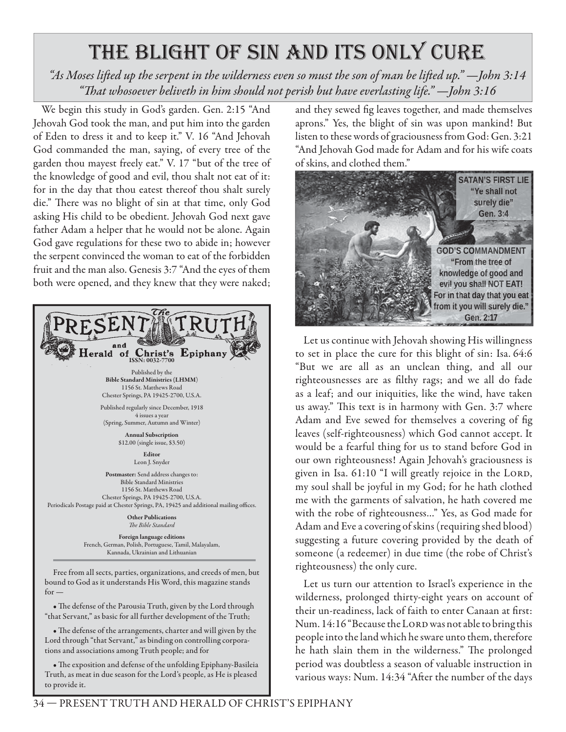# THE BLIGHT OF SIN AND ITS ONLY CURE

*"As Moses lifted up the serpent in the wilderness even so must the son of man be lifted up." —John 3:14*
*"That whosoever beliveth in him should not perish but have everlasting life." —John 3:16*

We begin this study in God's garden. Gen. 2:15 "And Jehovah God took the man, and put him into the garden of Eden to dress it and to keep it." V. 16 "And Jehovah God commanded the man, saying, of every tree of the garden thou mayest freely eat." V. 17 "but of the tree of the knowledge of good and evil, thou shalt not eat of it: for in the day that thou eatest thereof thou shalt surely die." There was no blight of sin at that time, only God asking His child to be obedient. Jehovah God next gave father Adam a helper that he would not be alone. Again God gave regulations for these two to abide in; however the serpent convinced the woman to eat of the forbidden fruit and the man also. Genesis 3:7 "And the eyes of them both were opened, and they knew that they were naked; and they sewed fig leaves together, and made themselves aprons." Yes, the blight of sin was upon mankind! But listen to these words of graciousness from God: Gen. 3:21 "And Jehovah God made for Adam and for his wife coats of skins, and clothed them."

**SATAN'S FIRST LIE**
**"Ye shall not surely die"**
**Gen. 3:4**

**GOD'S COMMANDMENT**
**"From the tree of knowledge of good and evil you shall NOT EAT! For in that day that you eat from it you will surely die."**
**Gen. 2:17**

Let us continue with Jehovah showing His willingness to set in place the cure for this blight of sin: Isa. 64:6 "But we are all as an unclean thing, and all our righteousnesses are as filthy rags; and we all do fade as a leaf; and our iniquities, like the wind, have taken us away." This text is in harmony with Gen. 3:7 where Adam and Eve sewed for themselves a covering of fig leaves (self-righteousness) which God cannot accept. It would be a fearful thing for us to stand before God in our own righteousness! Again Jehovah's graciousness is given in Isa. 61:10 "I will greatly rejoice in the LORD, my soul shall be joyful in my God; for he hath clothed me with the garments of salvation, he hath covered me with the robe of righteousness..." Yes, as God made for Adam and Eve a covering of skins (requiring shed blood) suggesting a future covering provided by the death of someone (a redeemer) in due time (the robe of Christ's righteousness) the only cure.

Let us turn our attention to Israel's experience in the wilderness, prolonged thirty-eight years on account of their un-readiness, lack of faith to enter Canaan at first: Num. 14:16 "Because the LORD was not able to bring this people into the land which he sware unto them, therefore he hath slain them in the wilderness." The prolonged period was doubtless a season of valuable instruction in various ways: Num. 14:34 "After the number of the days

---

## The PRESENT TRUTH and Herald of Christ's Epiphany

ISSN: 0032-7700

Published by the
**Bible Standard Ministries (LHMM)**
1156 St. Matthews Road
Chester Springs, PA 19425-2700, U.S.A.

Published regularly since December, 1918
4 issues a year
(Spring, Summer, Autumn and Winter)

**Annual Subscription**
$12.00 (single issue, $3.50)

**Editor**
Leon J. Snyder

**Postmaster:** Send address changes to:
Bible Standard Ministries
1156 St. Matthews Road
Chester Springs, PA 19425-2700, U.S.A.
Periodicals Postage paid at Chester Springs, PA, 19425 and additional mailing offices.

**Other Publications**
*The Bible Standard*

**Foreign language editions**
French, German, Polish, Portuguese, Tamil, Malayalam, Kannada, Ukrainian and Lithuanian

Free from all sects, parties, organizations, and creeds of men, but bound to God as it understands His Word, this magazine stands for —

- The defense of the Parousia Truth, given by the Lord through "that Servant," as basic for all further development of the Truth;
- The defense of the arrangements, charter and will given by the Lord through "that Servant," as binding on controlling corporations and associations among Truth people; and for
- The exposition and defense of the unfolding Epiphany-Basileia Truth, as meat in due season for the Lord's people, as He is pleased to provide it.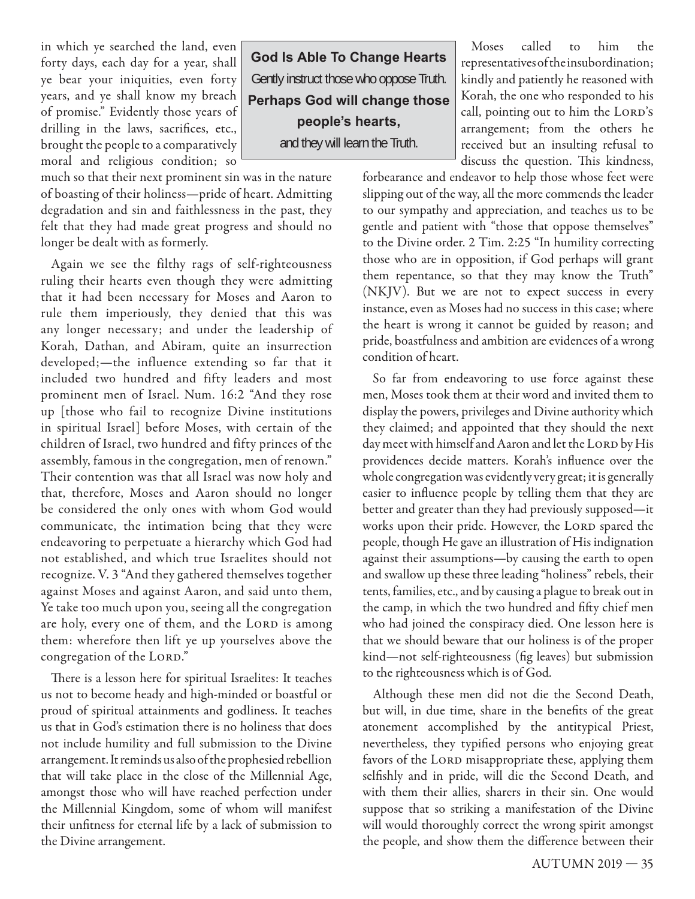in which ye searched the land, even forty days, each day for a year, shall ye bear your iniquities, even forty years, and ye shall know my breach of promise." Evidently those years of drilling in the laws, sacrifices, etc., brought the people to a comparatively moral and religious condition; so much so that their next prominent sin was in the nature of boasting of their holiness—pride of heart. Admitting degradation and sin and faithlessness in the past, they felt that they had made great progress and should no longer be dealt with as formerly.

> **God Is Able To Change Hearts**
>
> Gently instruct those who oppose Truth. **Perhaps God will change those people's hearts,** and they will learn the Truth.

Again we see the filthy rags of self-righteousness ruling their hearts even though they were admitting that it had been necessary for Moses and Aaron to rule them imperiously, they denied that this was any longer necessary; and under the leadership of Korah, Dathan, and Abiram, quite an insurrection developed;—the influence extending so far that it included two hundred and fifty leaders and most prominent men of Israel. Num. 16:2 "And they rose up [those who fail to recognize Divine institutions in spiritual Israel] before Moses, with certain of the children of Israel, two hundred and fifty princes of the assembly, famous in the congregation, men of renown." Their contention was that all Israel was now holy and that, therefore, Moses and Aaron should no longer be considered the only ones with whom God would communicate, the intimation being that they were endeavoring to perpetuate a hierarchy which God had not established, and which true Israelites should not recognize. V. 3 "And they gathered themselves together against Moses and against Aaron, and said unto them, Ye take too much upon you, seeing all the congregation are holy, every one of them, and the LORD is among them: wherefore then lift ye up yourselves above the congregation of the LORD."

There is a lesson here for spiritual Israelites: It teaches us not to become heady and high-minded or boastful or proud of spiritual attainments and godliness. It teaches us that in God's estimation there is no holiness that does not include humility and full submission to the Divine arrangement. It reminds us also of the prophesied rebellion that will take place in the close of the Millennial Age, amongst those who will have reached perfection under the Millennial Kingdom, some of whom will manifest their unfitness for eternal life by a lack of submission to the Divine arrangement.

Moses called to him the representatives of the insubordination; kindly and patiently he reasoned with Korah, the one who responded to his call, pointing out to him the LORD'S arrangement; from the others he received but an insulting refusal to discuss the question. This kindness, forbearance and endeavor to help those whose feet were slipping out of the way, all the more commends the leader to our sympathy and appreciation, and teaches us to be gentle and patient with "those that oppose themselves" to the Divine order. 2 Tim. 2:25 "In humility correcting those who are in opposition, if God perhaps will grant them repentance, so that they may know the Truth" (NKJV). But we are not to expect success in every instance, even as Moses had no success in this case; where the heart is wrong it cannot be guided by reason; and pride, boastfulness and ambition are evidences of a wrong condition of heart.

So far from endeavoring to use force against these men, Moses took them at their word and invited them to display the powers, privileges and Divine authority which they claimed; and appointed that they should the next day meet with himself and Aaron and let the LORD by His providences decide matters. Korah's influence over the whole congregation was evidently very great; it is generally easier to influence people by telling them that they are better and greater than they had previously supposed—it works upon their pride. However, the LORD spared the people, though He gave an illustration of His indignation against their assumptions—by causing the earth to open and swallow up these three leading "holiness" rebels, their tents, families, etc., and by causing a plague to break out in the camp, in which the two hundred and fifty chief men who had joined the conspiracy died. One lesson here is that we should beware that our holiness is of the proper kind—not self-righteousness (fig leaves) but submission to the righteousness which is of God.

Although these men did not die the Second Death, but will, in due time, share in the benefits of the great atonement accomplished by the antitypical Priest, nevertheless, they typified persons who enjoying great favors of the LORD misappropriate these, applying them selfishly and in pride, will die the Second Death, and with them their allies, sharers in their sin. One would suppose that so striking a manifestation of the Divine will would thoroughly correct the wrong spirit amongst the people, and show them the difference between their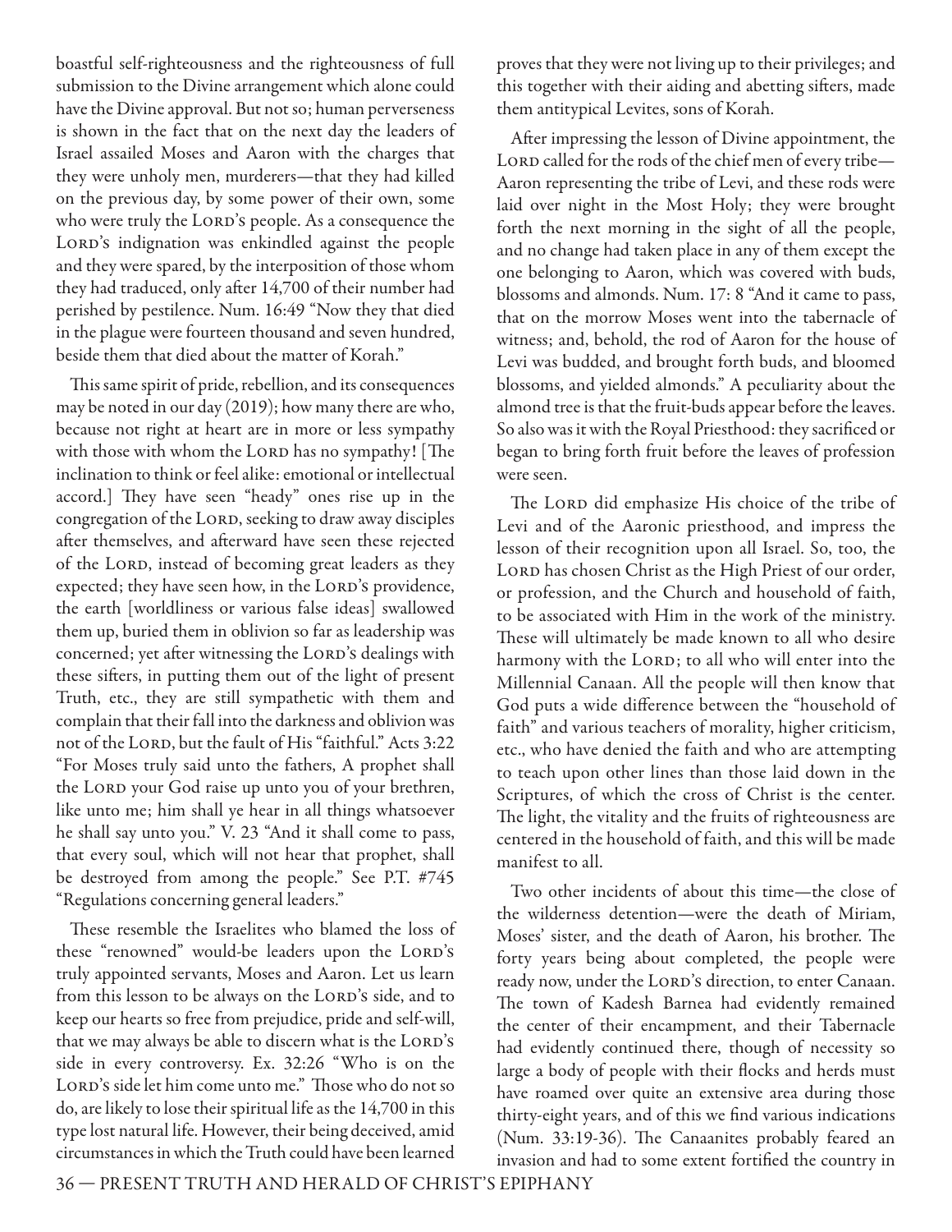boastful self-righteousness and the righteousness of full submission to the Divine arrangement which alone could have the Divine approval. But not so; human perverseness is shown in the fact that on the next day the leaders of Israel assailed Moses and Aaron with the charges that they were unholy men, murderers—that they had killed on the previous day, by some power of their own, some who were truly the LORD's people. As a consequence the LORD's indignation was enkindled against the people and they were spared, by the interposition of those whom they had traduced, only after 14,700 of their number had perished by pestilence. Num. 16:49 "Now they that died in the plague were fourteen thousand and seven hundred, beside them that died about the matter of Korah."

This same spirit of pride, rebellion, and its consequences may be noted in our day (2019); how many there are who, because not right at heart are in more or less sympathy with those with whom the LORD has no sympathy! [The inclination to think or feel alike: emotional or intellectual accord.] They have seen "heady" ones rise up in the congregation of the LORD, seeking to draw away disciples after themselves, and afterward have seen these rejected of the LORD, instead of becoming great leaders as they expected; they have seen how, in the LORD's providence, the earth [worldliness or various false ideas] swallowed them up, buried them in oblivion so far as leadership was concerned; yet after witnessing the LORD's dealings with these sifters, in putting them out of the light of present Truth, etc., they are still sympathetic with them and complain that their fall into the darkness and oblivion was not of the LORD, but the fault of His "faithful." Acts 3:22 "For Moses truly said unto the fathers, A prophet shall the LORD your God raise up unto you of your brethren, like unto me; him shall ye hear in all things whatsoever he shall say unto you." V. 23 "And it shall come to pass, that every soul, which will not hear that prophet, shall be destroyed from among the people." See P.T. #745 "Regulations concerning general leaders."

These resemble the Israelites who blamed the loss of these "renowned" would-be leaders upon the LORD's truly appointed servants, Moses and Aaron. Let us learn from this lesson to be always on the LORD's side, and to keep our hearts so free from prejudice, pride and self-will, that we may always be able to discern what is the LORD's side in every controversy. Ex. 32:26 "Who is on the LORD's side let him come unto me." Those who do not so do, are likely to lose their spiritual life as the 14,700 in this type lost natural life. However, their being deceived, amid circumstances in which the Truth could have been learned proves that they were not living up to their privileges; and this together with their aiding and abetting sifters, made them antitypical Levites, sons of Korah.

After impressing the lesson of Divine appointment, the LORD called for the rods of the chief men of every tribe—Aaron representing the tribe of Levi, and these rods were laid over night in the Most Holy; they were brought forth the next morning in the sight of all the people, and no change had taken place in any of them except the one belonging to Aaron, which was covered with buds, blossoms and almonds. Num. 17: 8 "And it came to pass, that on the morrow Moses went into the tabernacle of witness; and, behold, the rod of Aaron for the house of Levi was budded, and brought forth buds, and bloomed blossoms, and yielded almonds." A peculiarity about the almond tree is that the fruit-buds appear before the leaves. So also was it with the Royal Priesthood: they sacrificed or began to bring forth fruit before the leaves of profession were seen.

The LORD did emphasize His choice of the tribe of Levi and of the Aaronic priesthood, and impress the lesson of their recognition upon all Israel. So, too, the LORD has chosen Christ as the High Priest of our order, or profession, and the Church and household of faith, to be associated with Him in the work of the ministry. These will ultimately be made known to all who desire harmony with the LORD; to all who will enter into the Millennial Canaan. All the people will then know that God puts a wide difference between the "household of faith" and various teachers of morality, higher criticism, etc., who have denied the faith and who are attempting to teach upon other lines than those laid down in the Scriptures, of which the cross of Christ is the center. The light, the vitality and the fruits of righteousness are centered in the household of faith, and this will be made manifest to all.

Two other incidents of about this time—the close of the wilderness detention—were the death of Miriam, Moses' sister, and the death of Aaron, his brother. The forty years being about completed, the people were ready now, under the LORD's direction, to enter Canaan. The town of Kadesh Barnea had evidently remained the center of their encampment, and their Tabernacle had evidently continued there, though of necessity so large a body of people with their flocks and herds must have roamed over quite an extensive area during those thirty-eight years, and of this we find various indications (Num. 33:19-36). The Canaanites probably feared an invasion and had to some extent fortified the country in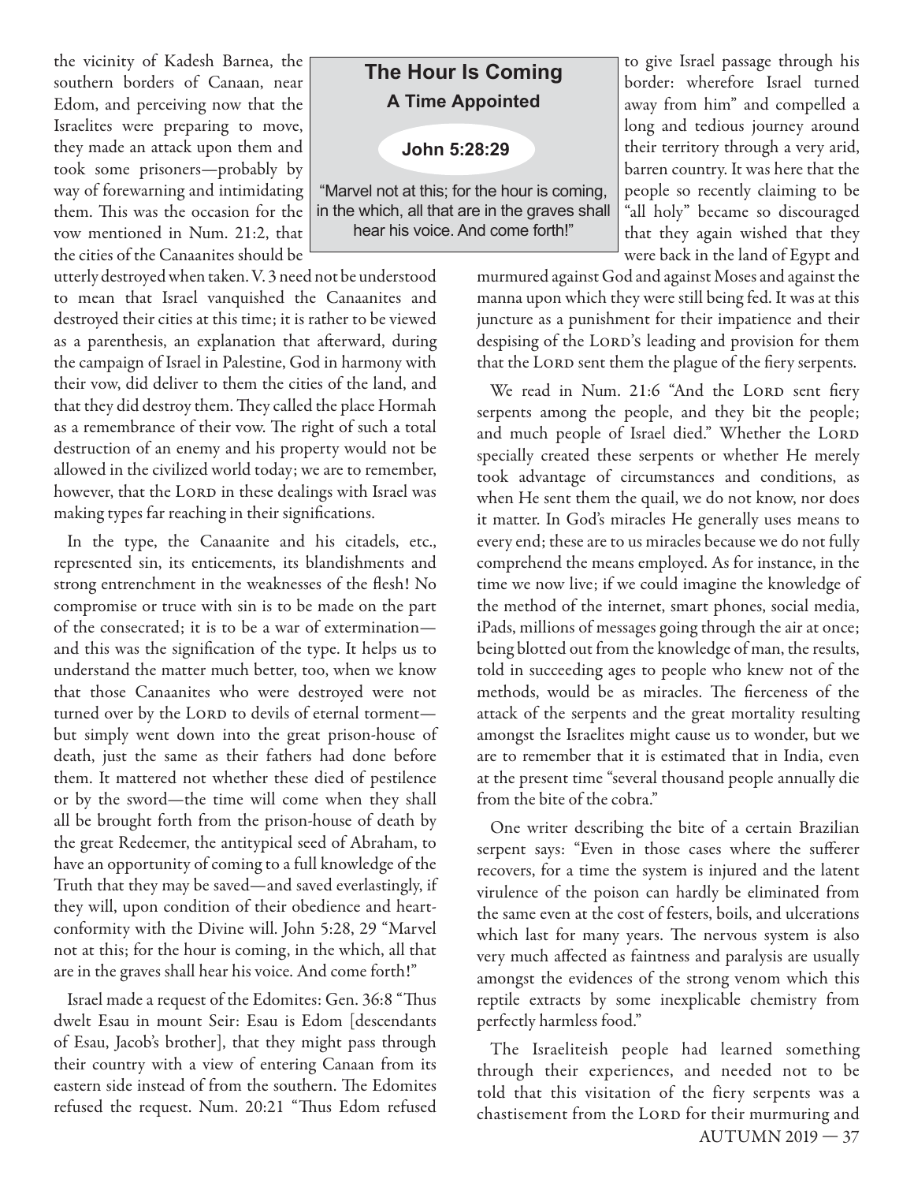the vicinity of Kadesh Barnea, the southern borders of Canaan, near Edom, and perceiving now that the Israelites were preparing to move, they made an attack upon them and took some prisoners—probably by way of forewarning and intimidating them. This was the occasion for the vow mentioned in Num. 21:2, that the cities of the Canaanites should be utterly destroyed when taken. V. 3 need not be understood to mean that Israel vanquished the Canaanites and destroyed their cities at this time; it is rather to be viewed as a parenthesis, an explanation that afterward, during the campaign of Israel in Palestine, God in harmony with their vow, did deliver to them the cities of the land, and that they did destroy them. They called the place Hormah as a remembrance of their vow. The right of such a total destruction of an enemy and his property would not be allowed in the civilized world today; we are to remember, however, that the LORD in these dealings with Israel was making types far reaching in their significations.

> **The Hour Is Coming**
>
> **A Time Appointed**
>
> **John 5:28:29**
>
> "Marvel not at this; for the hour is coming, in the which, all that are in the graves shall hear his voice. And come forth!"

In the type, the Canaanite and his citadels, etc., represented sin, its enticements, its blandishments and strong entrenchment in the weaknesses of the flesh! No compromise or truce with sin is to be made on the part of the consecrated; it is to be a war of extermination—and this was the signification of the type. It helps us to understand the matter much better, too, when we know that those Canaanites who were destroyed were not turned over by the LORD to devils of eternal torment—but simply went down into the great prison-house of death, just the same as their fathers had done before them. It mattered not whether these died of pestilence or by the sword—the time will come when they shall all be brought forth from the prison-house of death by the great Redeemer, the antitypical seed of Abraham, to have an opportunity of coming to a full knowledge of the Truth that they may be saved—and saved everlastingly, if they will, upon condition of their obedience and heart-conformity with the Divine will. John 5:28, 29 "Marvel not at this; for the hour is coming, in the which, all that are in the graves shall hear his voice. And come forth!"

Israel made a request of the Edomites: Gen. 36:8 "Thus dwelt Esau in mount Seir: Esau is Edom [descendants of Esau, Jacob's brother], that they might pass through their country with a view of entering Canaan from its eastern side instead of from the southern. The Edomites refused the request. Num. 20:21 "Thus Edom refused to give Israel passage through his border: wherefore Israel turned away from him" and compelled a long and tedious journey around their territory through a very arid, barren country. It was here that the people so recently claiming to be "all holy" became so discouraged that they again wished that they were back in the land of Egypt and murmured against God and against Moses and against the manna upon which they were still being fed. It was at this juncture as a punishment for their impatience and their despising of the LORD'S leading and provision for them that the LORD sent them the plague of the fiery serpents.

We read in Num. 21:6 "And the LORD sent fiery serpents among the people, and they bit the people; and much people of Israel died." Whether the LORD specially created these serpents or whether He merely took advantage of circumstances and conditions, as when He sent them the quail, we do not know, nor does it matter. In God's miracles He generally uses means to every end; these are to us miracles because we do not fully comprehend the means employed. As for instance, in the time we now live; if we could imagine the knowledge of the method of the internet, smart phones, social media, iPads, millions of messages going through the air at once; being blotted out from the knowledge of man, the results, told in succeeding ages to people who knew not of the methods, would be as miracles. The fierceness of the attack of the serpents and the great mortality resulting amongst the Israelites might cause us to wonder, but we are to remember that it is estimated that in India, even at the present time "several thousand people annually die from the bite of the cobra."

One writer describing the bite of a certain Brazilian serpent says: "Even in those cases where the sufferer recovers, for a time the system is injured and the latent virulence of the poison can hardly be eliminated from the same even at the cost of festers, boils, and ulcerations which last for many years. The nervous system is also very much affected as faintness and paralysis are usually amongst the evidences of the strong venom which this reptile extracts by some inexplicable chemistry from perfectly harmless food."

The Israeliteish people had learned something through their experiences, and needed not to be told that this visitation of the fiery serpents was a chastisement from the LORD for their murmuring and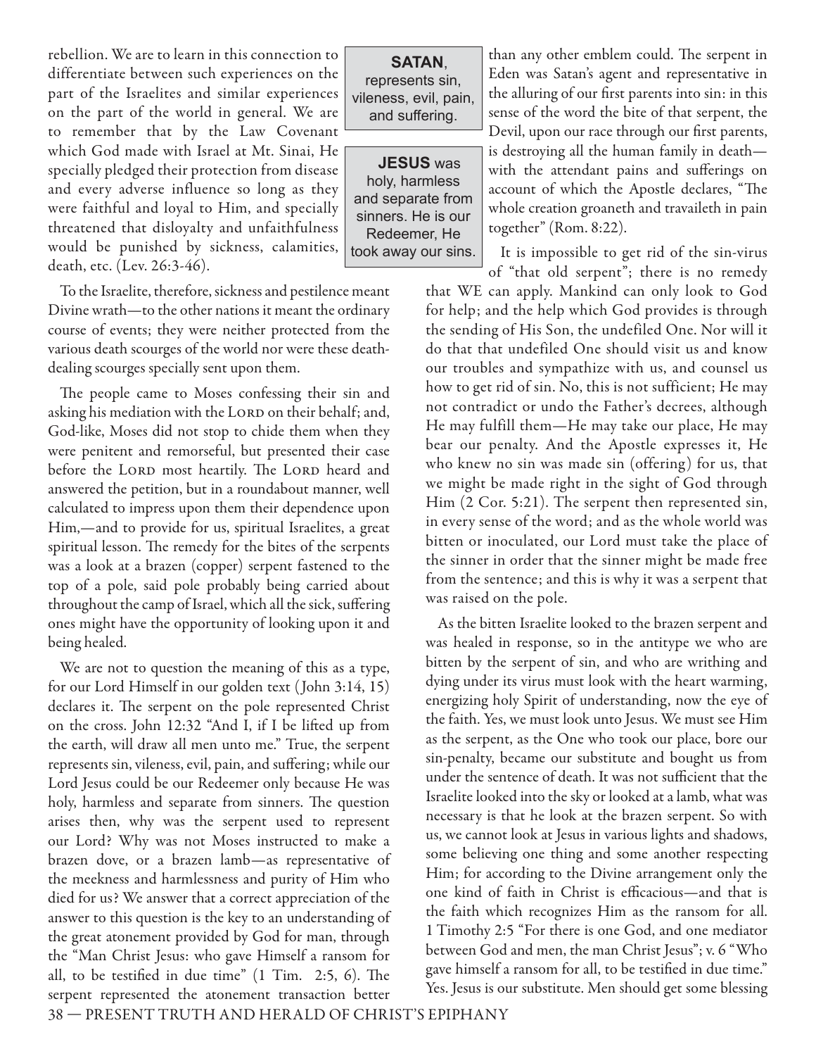rebellion. We are to learn in this connection to differentiate between such experiences on the part of the Israelites and similar experiences on the part of the world in general. We are to remember that by the Law Covenant which God made with Israel at Mt. Sinai, He specially pledged their protection from disease and every adverse influence so long as they were faithful and loyal to Him, and specially threatened that disloyalty and unfaithfulness would be punished by sickness, calamities, death, etc. (Lev. 26:3-46).

> **SATAN**, represents sin, vileness, evil, pain, and suffering.

> **JESUS** was holy, harmless and separate from sinners. He is our Redeemer, He took away our sins.

To the Israelite, therefore, sickness and pestilence meant Divine wrath—to the other nations it meant the ordinary course of events; they were neither protected from the various death scourges of the world nor were these death-dealing scourges specially sent upon them.

The people came to Moses confessing their sin and asking his mediation with the LORD on their behalf; and, God-like, Moses did not stop to chide them when they were penitent and remorseful, but presented their case before the LORD most heartily. The LORD heard and answered the petition, but in a roundabout manner, well calculated to impress upon them their dependence upon Him,—and to provide for us, spiritual Israelites, a great spiritual lesson. The remedy for the bites of the serpents was a look at a brazen (copper) serpent fastened to the top of a pole, said pole probably being carried about throughout the camp of Israel, which all the sick, suffering ones might have the opportunity of looking upon it and being healed.

We are not to question the meaning of this as a type, for our Lord Himself in our golden text (John 3:14, 15) declares it. The serpent on the pole represented Christ on the cross. John 12:32 "And I, if I be lifted up from the earth, will draw all men unto me." True, the serpent represents sin, vileness, evil, pain, and suffering; while our Lord Jesus could be our Redeemer only because He was holy, harmless and separate from sinners. The question arises then, why was the serpent used to represent our Lord? Why was not Moses instructed to make a brazen dove, or a brazen lamb—as representative of the meekness and harmlessness and purity of Him who died for us? We answer that a correct appreciation of the answer to this question is the key to an understanding of the great atonement provided by God for man, through the "Man Christ Jesus: who gave Himself a ransom for all, to be testified in due time" (1 Tim. 2:5, 6). The serpent represented the atonement transaction better than any other emblem could. The serpent in Eden was Satan's agent and representative in the alluring of our first parents into sin: in this sense of the word the bite of that serpent, the Devil, upon our race through our first parents, is destroying all the human family in death—with the attendant pains and sufferings on account of which the Apostle declares, "The whole creation groaneth and travaileth in pain together" (Rom. 8:22).

It is impossible to get rid of the sin-virus of "that old serpent"; there is no remedy that WE can apply. Mankind can only look to God for help; and the help which God provides is through the sending of His Son, the undefiled One. Nor will it do that that undefiled One should visit us and know our troubles and sympathize with us, and counsel us how to get rid of sin. No, this is not sufficient; He may not contradict or undo the Father's decrees, although He may fulfill them—He may take our place, He may bear our penalty. And the Apostle expresses it, He who knew no sin was made sin (offering) for us, that we might be made right in the sight of God through Him (2 Cor. 5:21). The serpent then represented sin, in every sense of the word; and as the whole world was bitten or inoculated, our Lord must take the place of the sinner in order that the sinner might be made free from the sentence; and this is why it was a serpent that was raised on the pole.

As the bitten Israelite looked to the brazen serpent and was healed in response, so in the antitype we who are bitten by the serpent of sin, and who are writhing and dying under its virus must look with the heart warming, energizing holy Spirit of understanding, now the eye of the faith. Yes, we must look unto Jesus. We must see Him as the serpent, as the One who took our place, bore our sin-penalty, became our substitute and bought us from under the sentence of death. It was not sufficient that the Israelite looked into the sky or looked at a lamb, what was necessary is that he look at the brazen serpent. So with us, we cannot look at Jesus in various lights and shadows, some believing one thing and some another respecting Him; for according to the Divine arrangement only the one kind of faith in Christ is efficacious—and that is the faith which recognizes Him as the ransom for all. 1 Timothy 2:5 "For there is one God, and one mediator between God and men, the man Christ Jesus"; v. 6 "Who gave himself a ransom for all, to be testified in due time." Yes. Jesus is our substitute. Men should get some blessing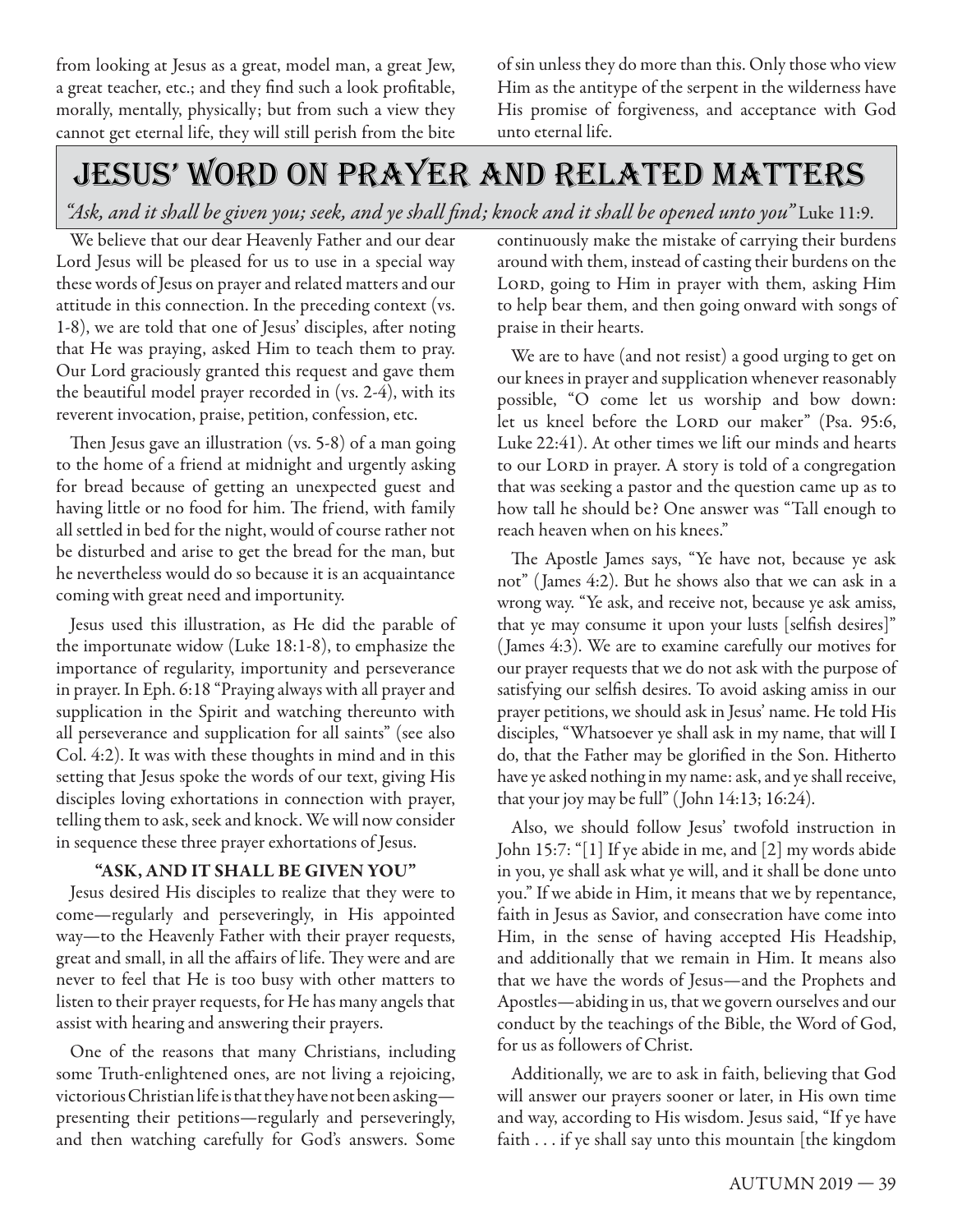from looking at Jesus as a great, model man, a great Jew, a great teacher, etc.; and they find such a look profitable, morally, mentally, physically; but from such a view they cannot get eternal life, they will still perish from the bite of sin unless they do more than this. Only those who view Him as the antitype of the serpent in the wilderness have His promise of forgiveness, and acceptance with God unto eternal life.

# JESUS' WORD ON PRAYER AND RELATED MATTERS

*"Ask, and it shall be given you; seek, and ye shall find; knock and it shall be opened unto you"* Luke 11:9.

We believe that our dear Heavenly Father and our dear Lord Jesus will be pleased for us to use in a special way these words of Jesus on prayer and related matters and our attitude in this connection. In the preceding context (vs. 1-8), we are told that one of Jesus' disciples, after noting that He was praying, asked Him to teach them to pray. Our Lord graciously granted this request and gave them the beautiful model prayer recorded in (vs. 2-4), with its reverent invocation, praise, petition, confession, etc.

Then Jesus gave an illustration (vs. 5-8) of a man going to the home of a friend at midnight and urgently asking for bread because of getting an unexpected guest and having little or no food for him. The friend, with family all settled in bed for the night, would of course rather not be disturbed and arise to get the bread for the man, but he nevertheless would do so because it is an acquaintance coming with great need and importunity.

Jesus used this illustration, as He did the parable of the importunate widow (Luke 18:1-8), to emphasize the importance of regularity, importunity and perseverance in prayer. In Eph. 6:18 "Praying always with all prayer and supplication in the Spirit and watching thereunto with all perseverance and supplication for all saints" (see also Col. 4:2). It was with these thoughts in mind and in this setting that Jesus spoke the words of our text, giving His disciples loving exhortations in connection with prayer, telling them to ask, seek and knock. We will now consider in sequence these three prayer exhortations of Jesus.

### "ASK, AND IT SHALL BE GIVEN YOU"

Jesus desired His disciples to realize that they were to come—regularly and perseveringly, in His appointed way—to the Heavenly Father with their prayer requests, great and small, in all the affairs of life. They were and are never to feel that He is too busy with other matters to listen to their prayer requests, for He has many angels that assist with hearing and answering their prayers.

One of the reasons that many Christians, including some Truth-enlightened ones, are not living a rejoicing, victorious Christian life is that they have not been asking—presenting their petitions—regularly and perseveringly, and then watching carefully for God's answers. Some continuously make the mistake of carrying their burdens around with them, instead of casting their burdens on the LORD, going to Him in prayer with them, asking Him to help bear them, and then going onward with songs of praise in their hearts.

We are to have (and not resist) a good urging to get on our knees in prayer and supplication whenever reasonably possible, "O come let us worship and bow down: let us kneel before the LORD our maker" (Psa. 95:6, Luke 22:41). At other times we lift our minds and hearts to our LORD in prayer. A story is told of a congregation that was seeking a pastor and the question came up as to how tall he should be? One answer was "Tall enough to reach heaven when on his knees."

The Apostle James says, "Ye have not, because ye ask not" (James 4:2). But he shows also that we can ask in a wrong way. "Ye ask, and receive not, because ye ask amiss, that ye may consume it upon your lusts [selfish desires]" (James 4:3). We are to examine carefully our motives for our prayer requests that we do not ask with the purpose of satisfying our selfish desires. To avoid asking amiss in our prayer petitions, we should ask in Jesus' name. He told His disciples, "Whatsoever ye shall ask in my name, that will I do, that the Father may be glorified in the Son. Hitherto have ye asked nothing in my name: ask, and ye shall receive, that your joy may be full" (John 14:13; 16:24).

Also, we should follow Jesus' twofold instruction in John 15:7: "[1] If ye abide in me, and [2] my words abide in you, ye shall ask what ye will, and it shall be done unto you." If we abide in Him, it means that we by repentance, faith in Jesus as Savior, and consecration have come into Him, in the sense of having accepted His Headship, and additionally that we remain in Him. It means also that we have the words of Jesus—and the Prophets and Apostles—abiding in us, that we govern ourselves and our conduct by the teachings of the Bible, the Word of God, for us as followers of Christ.

Additionally, we are to ask in faith, believing that God will answer our prayers sooner or later, in His own time and way, according to His wisdom. Jesus said, "If ye have faith . . . if ye shall say unto this mountain [the kingdom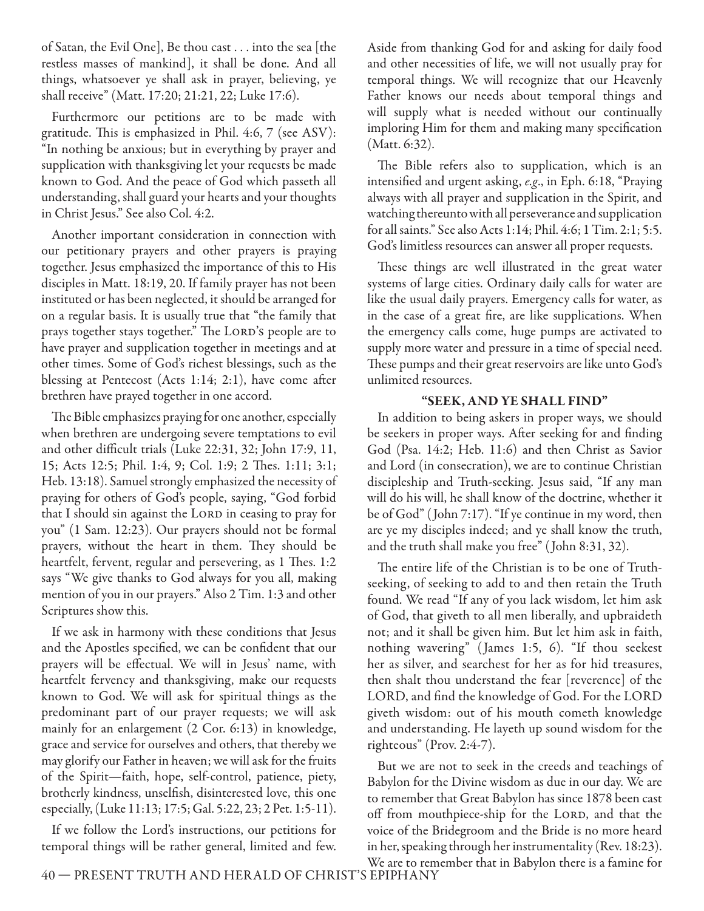of Satan, the Evil One], Be thou cast . . . into the sea [the restless masses of mankind], it shall be done. And all things, whatsoever ye shall ask in prayer, believing, ye shall receive" (Matt. 17:20; 21:21, 22; Luke 17:6).

Furthermore our petitions are to be made with gratitude. This is emphasized in Phil. 4:6, 7 (see ASV): "In nothing be anxious; but in everything by prayer and supplication with thanksgiving let your requests be made known to God. And the peace of God which passeth all understanding, shall guard your hearts and your thoughts in Christ Jesus." See also Col. 4:2.

Another important consideration in connection with our petitionary prayers and other prayers is praying together. Jesus emphasized the importance of this to His disciples in Matt. 18:19, 20. If family prayer has not been instituted or has been neglected, it should be arranged for on a regular basis. It is usually true that "the family that prays together stays together." The Lord's people are to have prayer and supplication together in meetings and at other times. Some of God's richest blessings, such as the blessing at Pentecost (Acts 1:14; 2:1), have come after brethren have prayed together in one accord.

The Bible emphasizes praying for one another, especially when brethren are undergoing severe temptations to evil and other difficult trials (Luke 22:31, 32; John 17:9, 11, 15; Acts 12:5; Phil. 1:4, 9; Col. 1:9; 2 Thes. 1:11; 3:1; Heb. 13:18). Samuel strongly emphasized the necessity of praying for others of God's people, saying, "God forbid that I should sin against the Lord in ceasing to pray for you" (1 Sam. 12:23). Our prayers should not be formal prayers, without the heart in them. They should be heartfelt, fervent, regular and persevering, as 1 Thes. 1:2 says "We give thanks to God always for you all, making mention of you in our prayers." Also 2 Tim. 1:3 and other Scriptures show this.

If we ask in harmony with these conditions that Jesus and the Apostles specified, we can be confident that our prayers will be effectual. We will in Jesus' name, with heartfelt fervency and thanksgiving, make our requests known to God. We will ask for spiritual things as the predominant part of our prayer requests; we will ask mainly for an enlargement (2 Cor. 6:13) in knowledge, grace and service for ourselves and others, that thereby we may glorify our Father in heaven; we will ask for the fruits of the Spirit—faith, hope, self-control, patience, piety, brotherly kindness, unselfish, disinterested love, this one especially, (Luke 11:13; 17:5; Gal. 5:22, 23; 2 Pet. 1:5-11).

If we follow the Lord's instructions, our petitions for temporal things will be rather general, limited and few. Aside from thanking God for and asking for daily food and other necessities of life, we will not usually pray for temporal things. We will recognize that our Heavenly Father knows our needs about temporal things and will supply what is needed without our continually imploring Him for them and making many specification (Matt. 6:32).

The Bible refers also to supplication, which is an intensified and urgent asking, *e.g.*, in Eph. 6:18, "Praying always with all prayer and supplication in the Spirit, and watching thereunto with all perseverance and supplication for all saints." See also Acts 1:14; Phil. 4:6; 1 Tim. 2:1; 5:5. God's limitless resources can answer all proper requests.

These things are well illustrated in the great water systems of large cities. Ordinary daily calls for water are like the usual daily prayers. Emergency calls for water, as in the case of a great fire, are like supplications. When the emergency calls come, huge pumps are activated to supply more water and pressure in a time of special need. These pumps and their great reservoirs are like unto God's unlimited resources.

### "SEEK, AND YE SHALL FIND"

In addition to being askers in proper ways, we should be seekers in proper ways. After seeking for and finding God (Psa. 14:2; Heb. 11:6) and then Christ as Savior and Lord (in consecration), we are to continue Christian discipleship and Truth-seeking. Jesus said, "If any man will do his will, he shall know of the doctrine, whether it be of God" (John 7:17). "If ye continue in my word, then are ye my disciples indeed; and ye shall know the truth, and the truth shall make you free" (John 8:31, 32).

The entire life of the Christian is to be one of Truth-seeking, of seeking to add to and then retain the Truth found. We read "If any of you lack wisdom, let him ask of God, that giveth to all men liberally, and upbraideth not; and it shall be given him. But let him ask in faith, nothing wavering" (James 1:5, 6). "If thou seekest her as silver, and searchest for her as for hid treasures, then shalt thou understand the fear [reverence] of the LORD, and find the knowledge of God. For the LORD giveth wisdom: out of his mouth cometh knowledge and understanding. He layeth up sound wisdom for the righteous" (Prov. 2:4-7).

But we are not to seek in the creeds and teachings of Babylon for the Divine wisdom as due in our day. We are to remember that Great Babylon has since 1878 been cast off from mouthpiece-ship for the Lord, and that the voice of the Bridegroom and the Bride is no more heard in her, speaking through her instrumentality (Rev. 18:23). We are to remember that in Babylon there is a famine for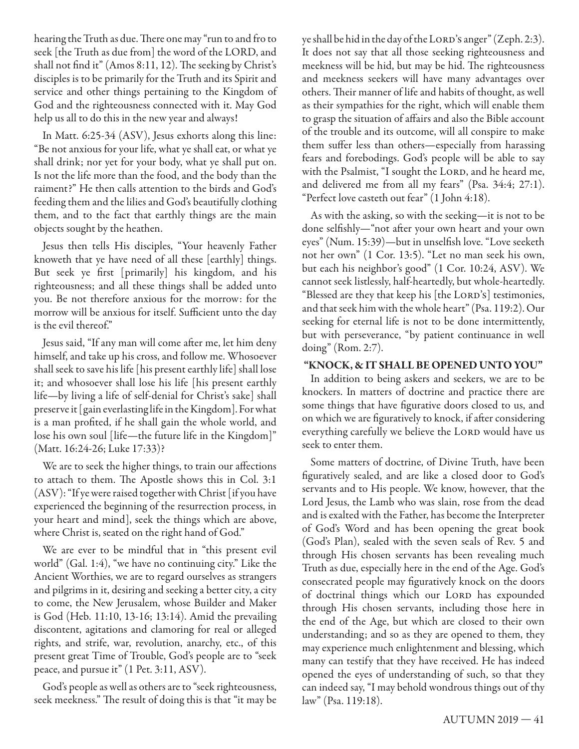hearing the Truth as due. There one may "run to and fro to seek [the Truth as due from] the word of the LORD, and shall not find it" (Amos 8:11, 12). The seeking by Christ's disciples is to be primarily for the Truth and its Spirit and service and other things pertaining to the Kingdom of God and the righteousness connected with it. May God help us all to do this in the new year and always!

In Matt. 6:25-34 (ASV), Jesus exhorts along this line: "Be not anxious for your life, what ye shall eat, or what ye shall drink; nor yet for your body, what ye shall put on. Is not the life more than the food, and the body than the raiment?" He then calls attention to the birds and God's feeding them and the lilies and God's beautifully clothing them, and to the fact that earthly things are the main objects sought by the heathen.

Jesus then tells His disciples, "Your heavenly Father knoweth that ye have need of all these [earthly] things. But seek ye first [primarily] his kingdom, and his righteousness; and all these things shall be added unto you. Be not therefore anxious for the morrow: for the morrow will be anxious for itself. Sufficient unto the day is the evil thereof."

Jesus said, "If any man will come after me, let him deny himself, and take up his cross, and follow me. Whosoever shall seek to save his life [his present earthly life] shall lose it; and whosoever shall lose his life [his present earthly life—by living a life of self-denial for Christ's sake] shall preserve it [gain everlasting life in the Kingdom]. For what is a man profited, if he shall gain the whole world, and lose his own soul [life—the future life in the Kingdom]" (Matt. 16:24-26; Luke 17:33)?

We are to seek the higher things, to train our affections to attach to them. The Apostle shows this in Col. 3:1 (ASV): "If ye were raised together with Christ [if you have experienced the beginning of the resurrection process, in your heart and mind], seek the things which are above, where Christ is, seated on the right hand of God."

We are ever to be mindful that in "this present evil world" (Gal. 1:4), "we have no continuing city." Like the Ancient Worthies, we are to regard ourselves as strangers and pilgrims in it, desiring and seeking a better city, a city to come, the New Jerusalem, whose Builder and Maker is God (Heb. 11:10, 13-16; 13:14). Amid the prevailing discontent, agitations and clamoring for real or alleged rights, and strife, war, revolution, anarchy, etc., of this present great Time of Trouble, God's people are to "seek peace, and pursue it" (1 Pet. 3:11, ASV).

God's people as well as others are to "seek righteousness, seek meekness." The result of doing this is that "it may be ye shall be hid in the day of the LORD's anger" (Zeph. 2:3). It does not say that all those seeking righteousness and meekness will be hid, but may be hid. The righteousness and meekness seekers will have many advantages over others. Their manner of life and habits of thought, as well as their sympathies for the right, which will enable them to grasp the situation of affairs and also the Bible account of the trouble and its outcome, will all conspire to make them suffer less than others—especially from harassing fears and forebodings. God's people will be able to say with the Psalmist, "I sought the LORD, and he heard me, and delivered me from all my fears" (Psa. 34:4; 27:1). "Perfect love casteth out fear" (1 John 4:18).

As with the asking, so with the seeking—it is not to be done selfishly—"not after your own heart and your own eyes" (Num. 15:39)—but in unselfish love. "Love seeketh not her own" (1 Cor. 13:5). "Let no man seek his own, but each his neighbor's good" (1 Cor. 10:24, ASV). We cannot seek listlessly, half-heartedly, but whole-heartedly. "Blessed are they that keep his [the LORD's] testimonies, and that seek him with the whole heart" (Psa. 119:2). Our seeking for eternal life is not to be done intermittently, but with perseverance, "by patient continuance in well doing" (Rom. 2:7).

### "KNOCK, & IT SHALL BE OPENED UNTO YOU"

In addition to being askers and seekers, we are to be knockers. In matters of doctrine and practice there are some things that have figurative doors closed to us, and on which we are figuratively to knock, if after considering everything carefully we believe the LORD would have us seek to enter them.

Some matters of doctrine, of Divine Truth, have been figuratively sealed, and are like a closed door to God's servants and to His people. We know, however, that the Lord Jesus, the Lamb who was slain, rose from the dead and is exalted with the Father, has become the Interpreter of God's Word and has been opening the great book (God's Plan), sealed with the seven seals of Rev. 5 and through His chosen servants has been revealing much Truth as due, especially here in the end of the Age. God's consecrated people may figuratively knock on the doors of doctrinal things which our LORD has expounded through His chosen servants, including those here in the end of the Age, but which are closed to their own understanding; and so as they are opened to them, they may experience much enlightenment and blessing, which many can testify that they have received. He has indeed opened the eyes of understanding of such, so that they can indeed say, "I may behold wondrous things out of thy law" (Psa. 119:18).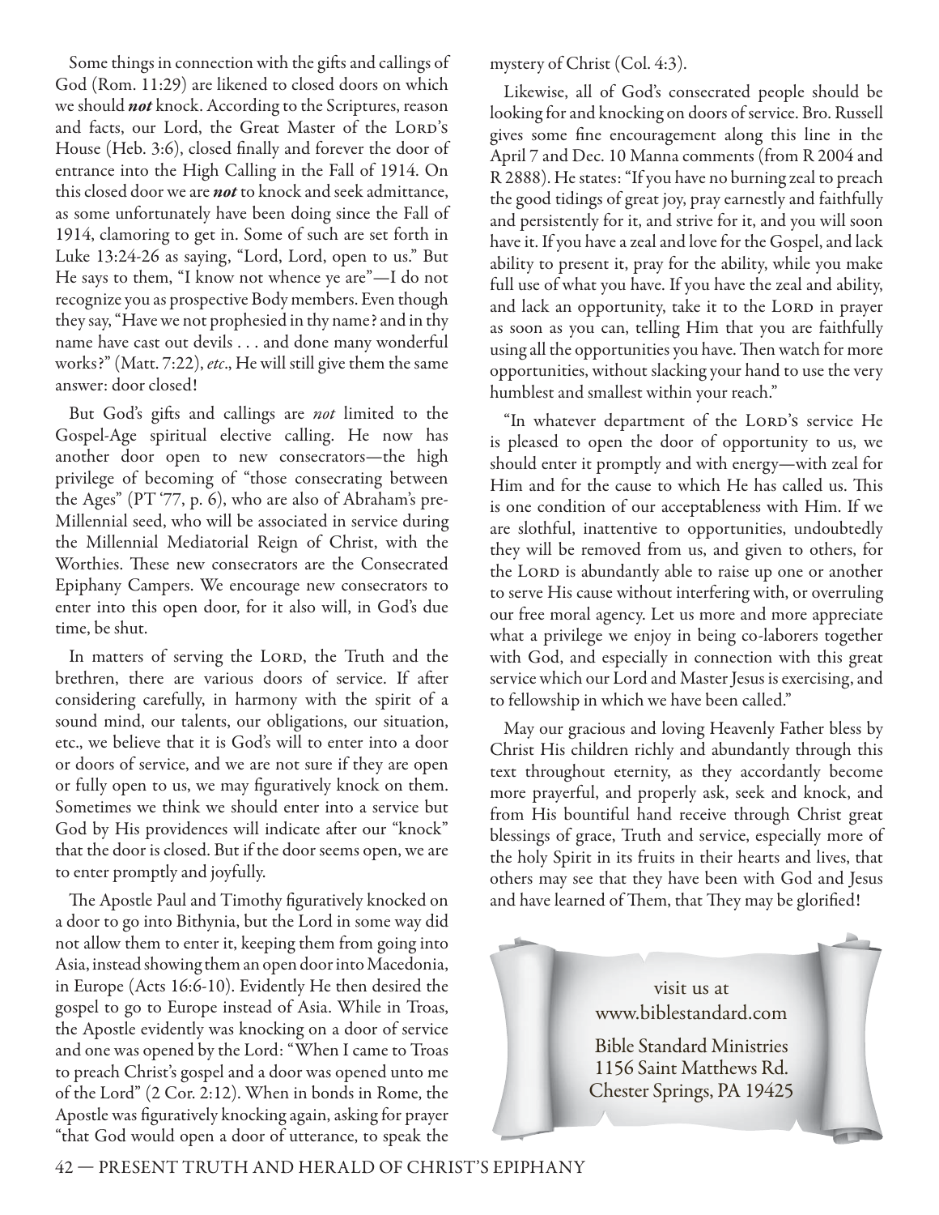Some things in connection with the gifts and callings of God (Rom. 11:29) are likened to closed doors on which we should ***not*** knock. According to the Scriptures, reason and facts, our Lord, the Great Master of the Lord's House (Heb. 3:6), closed finally and forever the door of entrance into the High Calling in the Fall of 1914. On this closed door we are ***not*** to knock and seek admittance, as some unfortunately have been doing since the Fall of 1914, clamoring to get in. Some of such are set forth in Luke 13:24-26 as saying, "Lord, Lord, open to us." But He says to them, "I know not whence ye are"—I do not recognize you as prospective Body members. Even though they say, "Have we not prophesied in thy name? and in thy name have cast out devils . . . and done many wonderful works?" (Matt. 7:22), *etc*., He will still give them the same answer: door closed!

But God's gifts and callings are *not* limited to the Gospel-Age spiritual elective calling. He now has another door open to new consecrators—the high privilege of becoming of "those consecrating between the Ages" (PT '77, p. 6), who are also of Abraham's pre-Millennial seed, who will be associated in service during the Millennial Mediatorial Reign of Christ, with the Worthies. These new consecrators are the Consecrated Epiphany Campers. We encourage new consecrators to enter into this open door, for it also will, in God's due time, be shut.

In matters of serving the Lord, the Truth and the brethren, there are various doors of service. If after considering carefully, in harmony with the spirit of a sound mind, our talents, our obligations, our situation, etc., we believe that it is God's will to enter into a door or doors of service, and we are not sure if they are open or fully open to us, we may figuratively knock on them. Sometimes we think we should enter into a service but God by His providences will indicate after our "knock" that the door is closed. But if the door seems open, we are to enter promptly and joyfully.

The Apostle Paul and Timothy figuratively knocked on a door to go into Bithynia, but the Lord in some way did not allow them to enter it, keeping them from going into Asia, instead showing them an open door into Macedonia, in Europe (Acts 16:6-10). Evidently He then desired the gospel to go to Europe instead of Asia. While in Troas, the Apostle evidently was knocking on a door of service and one was opened by the Lord: "When I came to Troas to preach Christ's gospel and a door was opened unto me of the Lord" (2 Cor. 2:12). When in bonds in Rome, the Apostle was figuratively knocking again, asking for prayer "that God would open a door of utterance, to speak the mystery of Christ (Col. 4:3).

Likewise, all of God's consecrated people should be looking for and knocking on doors of service. Bro. Russell gives some fine encouragement along this line in the April 7 and Dec. 10 Manna comments (from R 2004 and R 2888). He states: "If you have no burning zeal to preach the good tidings of great joy, pray earnestly and faithfully and persistently for it, and strive for it, and you will soon have it. If you have a zeal and love for the Gospel, and lack ability to present it, pray for the ability, while you make full use of what you have. If you have the zeal and ability, and lack an opportunity, take it to the Lord in prayer as soon as you can, telling Him that you are faithfully using all the opportunities you have. Then watch for more opportunities, without slacking your hand to use the very humblest and smallest within your reach."

"In whatever department of the Lord's service He is pleased to open the door of opportunity to us, we should enter it promptly and with energy—with zeal for Him and for the cause to which He has called us. This is one condition of our acceptableness with Him. If we are slothful, inattentive to opportunities, undoubtedly they will be removed from us, and given to others, for the Lord is abundantly able to raise up one or another to serve His cause without interfering with, or overruling our free moral agency. Let us more and more appreciate what a privilege we enjoy in being co-laborers together with God, and especially in connection with this great service which our Lord and Master Jesus is exercising, and to fellowship in which we have been called."

May our gracious and loving Heavenly Father bless by Christ His children richly and abundantly through this text throughout eternity, as they accordantly become more prayerful, and properly ask, seek and knock, and from His bountiful hand receive through Christ great blessings of grace, Truth and service, especially more of the holy Spirit in its fruits in their hearts and lives, that others may see that they have been with God and Jesus and have learned of Them, that They may be glorified!

visit us at
www.biblestandard.com

Bible Standard Ministries
1156 Saint Matthews Rd.
Chester Springs, PA 19425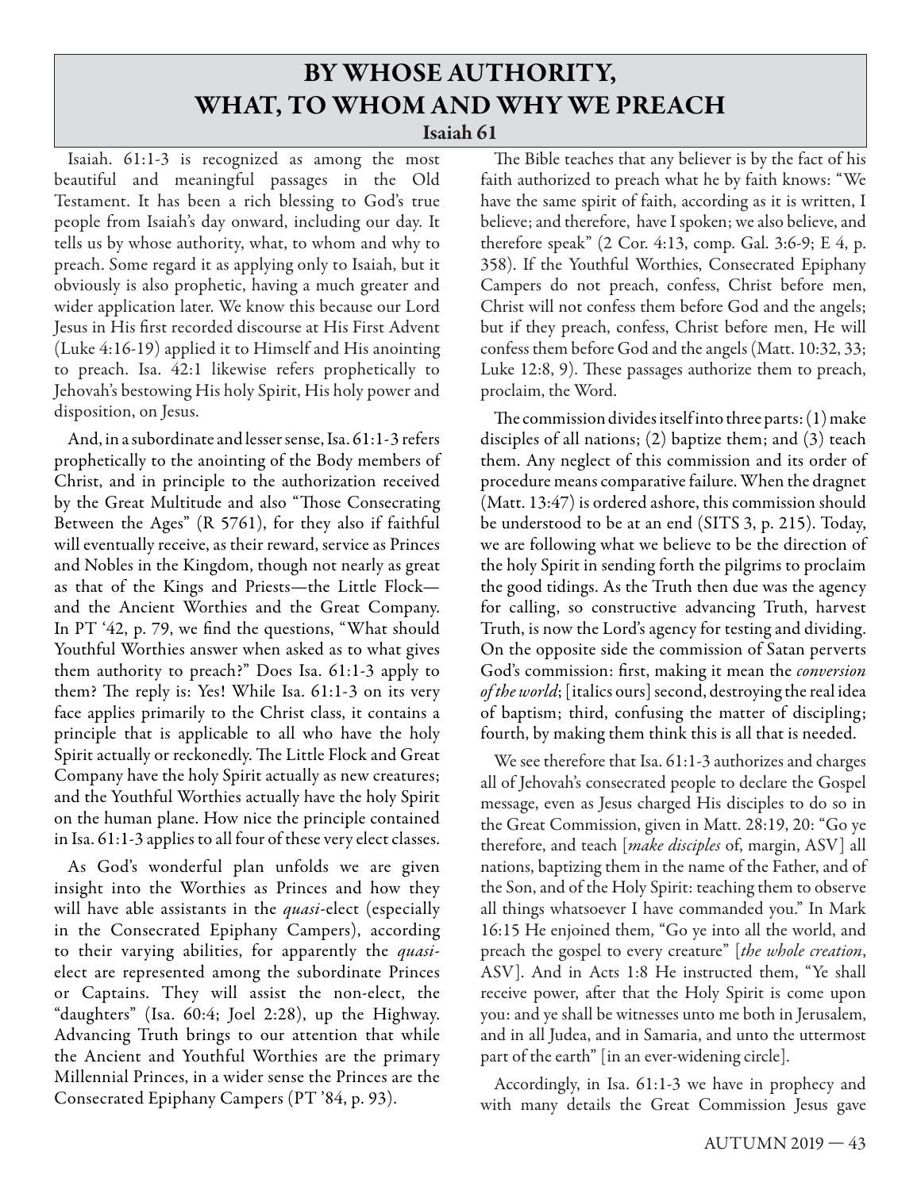# BY WHOSE AUTHORITY, WHAT, TO WHOM AND WHY WE PREACH

### Isaiah 61

Isaiah. 61:1-3 is recognized as among the most beautiful and meaningful passages in the Old Testament. It has been a rich blessing to God's true people from Isaiah's day onward, including our day. It tells us by whose authority, what, to whom and why to preach. Some regard it as applying only to Isaiah, but it obviously is also prophetic, having a much greater and wider application later. We know this because our Lord Jesus in His first recorded discourse at His First Advent (Luke 4:16-19) applied it to Himself and His anointing to preach. Isa. 42:1 likewise refers prophetically to Jehovah's bestowing His holy Spirit, His holy power and disposition, on Jesus.

And, in a subordinate and lesser sense, Isa. 61:1-3 refers prophetically to the anointing of the Body members of Christ, and in principle to the authorization received by the Great Multitude and also "Those Consecrating Between the Ages" (R 5761), for they also if faithful will eventually receive, as their reward, service as Princes and Nobles in the Kingdom, though not nearly as great as that of the Kings and Priests—the Little Flock—and the Ancient Worthies and the Great Company. In PT '42, p. 79, we find the questions, "What should Youthful Worthies answer when asked as to what gives them authority to preach?" Does Isa. 61:1-3 apply to them? The reply is: Yes! While Isa. 61:1-3 on its very face applies primarily to the Christ class, it contains a principle that is applicable to all who have the holy Spirit actually or reckonedly. The Little Flock and Great Company have the holy Spirit actually as new creatures; and the Youthful Worthies actually have the holy Spirit on the human plane. How nice the principle contained in Isa. 61:1-3 applies to all four of these very elect classes.

As God's wonderful plan unfolds we are given insight into the Worthies as Princes and how they will have able assistants in the *quasi*-elect (especially in the Consecrated Epiphany Campers), according to their varying abilities, for apparently the *quasi*-elect are represented among the subordinate Princes or Captains. They will assist the non-elect, the "daughters" (Isa. 60:4; Joel 2:28), up the Highway. Advancing Truth brings to our attention that while the Ancient and Youthful Worthies are the primary Millennial Princes, in a wider sense the Princes are the Consecrated Epiphany Campers (PT '84, p. 93).

The Bible teaches that any believer is by the fact of his faith authorized to preach what he by faith knows: "We have the same spirit of faith, according as it is written, I believe; and therefore, have I spoken; we also believe, and therefore speak" (2 Cor. 4:13, comp. Gal. 3:6-9; E 4, p. 358). If the Youthful Worthies, Consecrated Epiphany Campers do not preach, confess, Christ before men, Christ will not confess them before God and the angels; but if they preach, confess, Christ before men, He will confess them before God and the angels (Matt. 10:32, 33; Luke 12:8, 9). These passages authorize them to preach, proclaim, the Word.

The commission divides itself into three parts: (1) make disciples of all nations; (2) baptize them; and (3) teach them. Any neglect of this commission and its order of procedure means comparative failure. When the dragnet (Matt. 13:47) is ordered ashore, this commission should be understood to be at an end (SITS 3, p. 215). Today, we are following what we believe to be the direction of the holy Spirit in sending forth the pilgrims to proclaim the good tidings. As the Truth then due was the agency for calling, so constructive advancing Truth, harvest Truth, is now the Lord's agency for testing and dividing. On the opposite side the commission of Satan perverts God's commission: first, making it mean the *conversion of the world*; [italics ours] second, destroying the real idea of baptism; third, confusing the matter of discipling; fourth, by making them think this is all that is needed.

We see therefore that Isa. 61:1-3 authorizes and charges all of Jehovah's consecrated people to declare the Gospel message, even as Jesus charged His disciples to do so in the Great Commission, given in Matt. 28:19, 20: "Go ye therefore, and teach [*make disciples* of, margin, ASV] all nations, baptizing them in the name of the Father, and of the Son, and of the Holy Spirit: teaching them to observe all things whatsoever I have commanded you." In Mark 16:15 He enjoined them, "Go ye into all the world, and preach the gospel to every creature" [*the whole creation*, ASV]. And in Acts 1:8 He instructed them, "Ye shall receive power, after that the Holy Spirit is come upon you: and ye shall be witnesses unto me both in Jerusalem, and in all Judea, and in Samaria, and unto the uttermost part of the earth" [in an ever-widening circle].

Accordingly, in Isa. 61:1-3 we have in prophecy and with many details the Great Commission Jesus gave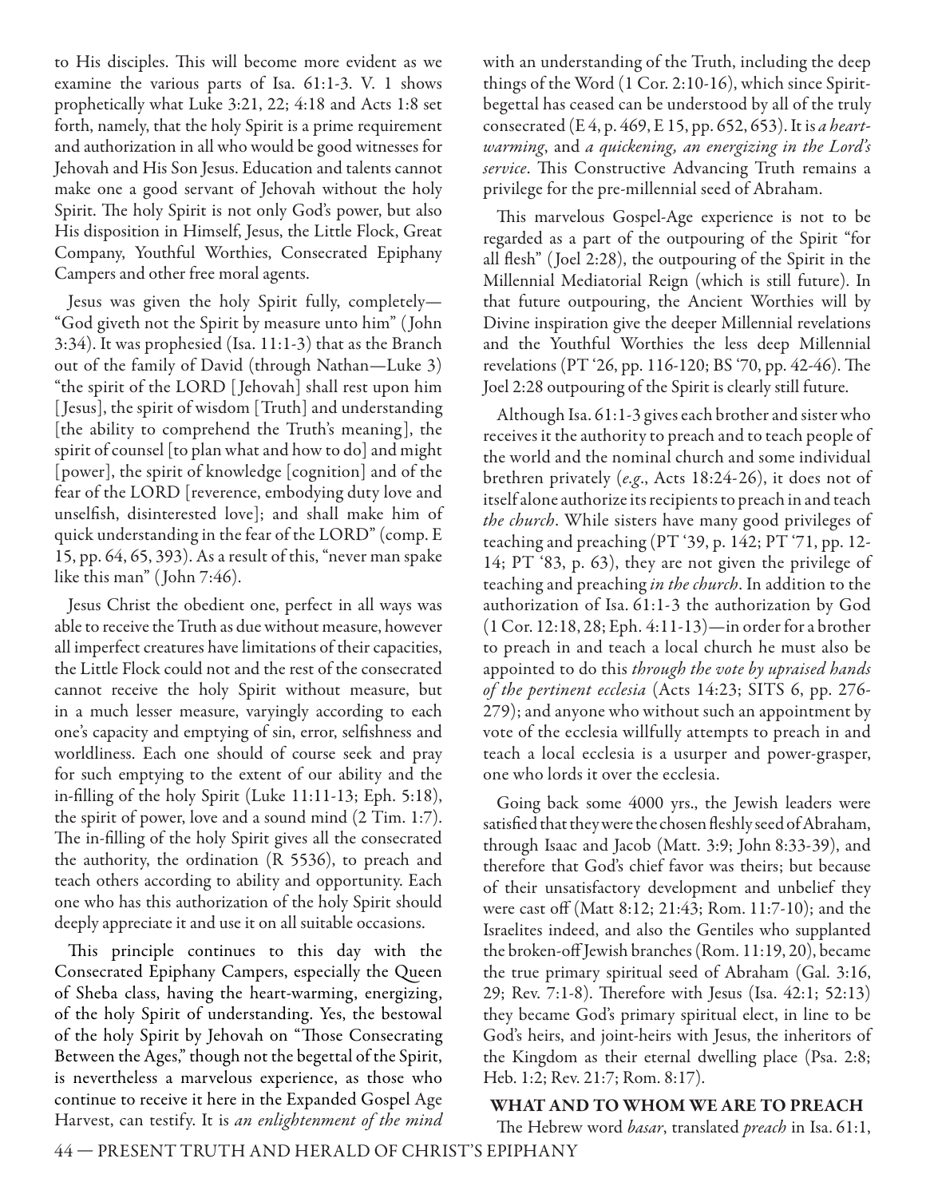to His disciples. This will become more evident as we examine the various parts of Isa. 61:1-3. V. 1 shows prophetically what Luke 3:21, 22; 4:18 and Acts 1:8 set forth, namely, that the holy Spirit is a prime requirement and authorization in all who would be good witnesses for Jehovah and His Son Jesus. Education and talents cannot make one a good servant of Jehovah without the holy Spirit. The holy Spirit is not only God's power, but also His disposition in Himself, Jesus, the Little Flock, Great Company, Youthful Worthies, Consecrated Epiphany Campers and other free moral agents.

Jesus was given the holy Spirit fully, completely—"God giveth not the Spirit by measure unto him" (John 3:34). It was prophesied (Isa. 11:1-3) that as the Branch out of the family of David (through Nathan—Luke 3) "the spirit of the LORD [Jehovah] shall rest upon him [Jesus], the spirit of wisdom [Truth] and understanding [the ability to comprehend the Truth's meaning], the spirit of counsel [to plan what and how to do] and might [power], the spirit of knowledge [cognition] and of the fear of the LORD [reverence, embodying duty love and unselfish, disinterested love]; and shall make him of quick understanding in the fear of the LORD" (comp. E 15, pp. 64, 65, 393). As a result of this, "never man spake like this man" (John 7:46).

Jesus Christ the obedient one, perfect in all ways was able to receive the Truth as due without measure, however all imperfect creatures have limitations of their capacities, the Little Flock could not and the rest of the consecrated cannot receive the holy Spirit without measure, but in a much lesser measure, varyingly according to each one's capacity and emptying of sin, error, selfishness and worldliness. Each one should of course seek and pray for such emptying to the extent of our ability and the in-filling of the holy Spirit (Luke 11:11-13; Eph. 5:18), the spirit of power, love and a sound mind (2 Tim. 1:7). The in-filling of the holy Spirit gives all the consecrated the authority, the ordination (R 5536), to preach and teach others according to ability and opportunity. Each one who has this authorization of the holy Spirit should deeply appreciate it and use it on all suitable occasions.

This principle continues to this day with the Consecrated Epiphany Campers, especially the Queen of Sheba class, having the heart-warming, energizing, of the holy Spirit of understanding. Yes, the bestowal of the holy Spirit by Jehovah on "Those Consecrating Between the Ages," though not the begettal of the Spirit, is nevertheless a marvelous experience, as those who continue to receive it here in the Expanded Gospel Age Harvest, can testify. It is *an enlightenment of the mind* with an understanding of the Truth, including the deep things of the Word (1 Cor. 2:10-16), which since Spirit-begettal has ceased can be understood by all of the truly consecrated (E 4, p. 469, E 15, pp. 652, 653). It is *a heart-warming*, and *a quickening, an energizing in the Lord's service*. This Constructive Advancing Truth remains a privilege for the pre-millennial seed of Abraham.

This marvelous Gospel-Age experience is not to be regarded as a part of the outpouring of the Spirit "for all flesh" (Joel 2:28), the outpouring of the Spirit in the Millennial Mediatorial Reign (which is still future). In that future outpouring, the Ancient Worthies will by Divine inspiration give the deeper Millennial revelations and the Youthful Worthies the less deep Millennial revelations (PT '26, pp. 116-120; BS '70, pp. 42-46). The Joel 2:28 outpouring of the Spirit is clearly still future.

Although Isa. 61:1-3 gives each brother and sister who receives it the authority to preach and to teach people of the world and the nominal church and some individual brethren privately (*e.g*., Acts 18:24-26), it does not of itself alone authorize its recipients to preach in and teach *the church*. While sisters have many good privileges of teaching and preaching (PT '39, p. 142; PT '71, pp. 12-14; PT '83, p. 63), they are not given the privilege of teaching and preaching *in the church*. In addition to the authorization of Isa. 61:1-3 the authorization by God (1 Cor. 12:18, 28; Eph. 4:11-13)—in order for a brother to preach in and teach a local church he must also be appointed to do this *through the vote by upraised hands of the pertinent ecclesia* (Acts 14:23; SITS 6, pp. 276-279); and anyone who without such an appointment by vote of the ecclesia willfully attempts to preach in and teach a local ecclesia is a usurper and power-grasper, one who lords it over the ecclesia.

Going back some 4000 yrs., the Jewish leaders were satisfied that they were the chosen fleshly seed of Abraham, through Isaac and Jacob (Matt. 3:9; John 8:33-39), and therefore that God's chief favor was theirs; but because of their unsatisfactory development and unbelief they were cast off (Matt 8:12; 21:43; Rom. 11:7-10); and the Israelites indeed, and also the Gentiles who supplanted the broken-off Jewish branches (Rom. 11:19, 20), became the true primary spiritual seed of Abraham (Gal. 3:16, 29; Rev. 7:1-8). Therefore with Jesus (Isa. 42:1; 52:13) they became God's primary spiritual elect, in line to be God's heirs, and joint-heirs with Jesus, the inheritors of the Kingdom as their eternal dwelling place (Psa. 2:8; Heb. 1:2; Rev. 21:7; Rom. 8:17).

## WHAT AND TO WHOM WE ARE TO PREACH

The Hebrew word *basar*, translated *preach* in Isa. 61:1,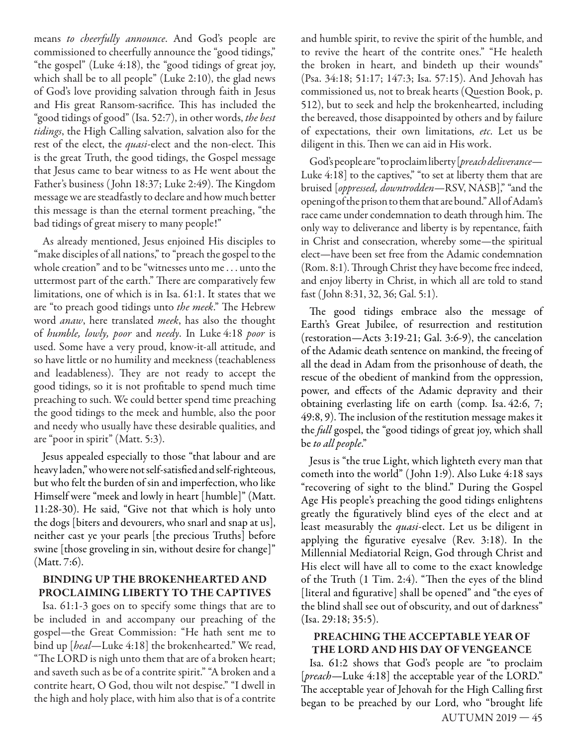means *to cheerfully announce*. And God's people are commissioned to cheerfully announce the "good tidings," "the gospel" (Luke 4:18), the "good tidings of great joy, which shall be to all people" (Luke 2:10), the glad news of God's love providing salvation through faith in Jesus and His great Ransom-sacrifice. This has included the "good tidings of good" (Isa. 52:7), in other words, *the best tidings*, the High Calling salvation, salvation also for the rest of the elect, the *quasi*-elect and the non-elect. This is the great Truth, the good tidings, the Gospel message that Jesus came to bear witness to as He went about the Father's business (John 18:37; Luke 2:49). The Kingdom message we are steadfastly to declare and how much better this message is than the eternal torment preaching, "the bad tidings of great misery to many people!"

As already mentioned, Jesus enjoined His disciples to "make disciples of all nations," to "preach the gospel to the whole creation" and to be "witnesses unto me . . . unto the uttermost part of the earth." There are comparatively few limitations, one of which is in Isa. 61:1. It states that we are "to preach good tidings unto *the meek*." The Hebrew word *anaw*, here translated *meek*, has also the thought of *humble, lowly, poor* and *needy*. In Luke 4:18 *poor* is used. Some have a very proud, know-it-all attitude, and so have little or no humility and meekness (teachableness and leadableness). They are not ready to accept the good tidings, so it is not profitable to spend much time preaching to such. We could better spend time preaching the good tidings to the meek and humble, also the poor and needy who usually have these desirable qualities, and are "poor in spirit" (Matt. 5:3).

Jesus appealed especially to those "that labour and are heavy laden," who were not self-satisfied and self-righteous, but who felt the burden of sin and imperfection, who like Himself were "meek and lowly in heart [humble]" (Matt. 11:28-30). He said, "Give not that which is holy unto the dogs [biters and devourers, who snarl and snap at us], neither cast ye your pearls [the precious Truths] before swine [those groveling in sin, without desire for change]" (Matt. 7:6).

## BINDING UP THE BROKENHEARTED AND PROCLAIMING LIBERTY TO THE CAPTIVES

Isa. 61:1-3 goes on to specify some things that are to be included in and accompany our preaching of the gospel—the Great Commission: "He hath sent me to bind up [*heal*—Luke 4:18] the brokenhearted." We read, "The LORD is nigh unto them that are of a broken heart; and saveth such as be of a contrite spirit." "A broken and a contrite heart, O God, thou wilt not despise." "I dwell in the high and holy place, with him also that is of a contrite and humble spirit, to revive the spirit of the humble, and to revive the heart of the contrite ones." "He healeth the broken in heart, and bindeth up their wounds" (Psa. 34:18; 51:17; 147:3; Isa. 57:15). And Jehovah has commissioned us, not to break hearts (Question Book, p. 512), but to seek and help the brokenhearted, including the bereaved, those disappointed by others and by failure of expectations, their own limitations, *etc*. Let us be diligent in this. Then we can aid in His work.

God's people are "to proclaim liberty [*preach deliverance*—Luke 4:18] to the captives," "to set at liberty them that are bruised [*oppressed, downtrodden*—RSV, NASB]," "and the opening of the prison to them that are bound." All of Adam's race came under condemnation to death through him. The only way to deliverance and liberty is by repentance, faith in Christ and consecration, whereby some—the spiritual elect—have been set free from the Adamic condemnation (Rom. 8:1). Through Christ they have become free indeed, and enjoy liberty in Christ, in which all are told to stand fast (John 8:31, 32, 36; Gal. 5:1).

The good tidings embrace also the message of Earth's Great Jubilee, of resurrection and restitution (restoration—Acts 3:19-21; Gal. 3:6-9), the cancelation of the Adamic death sentence on mankind, the freeing of all the dead in Adam from the prisonhouse of death, the rescue of the obedient of mankind from the oppression, power, and effects of the Adamic depravity and their obtaining everlasting life on earth (comp. Isa. 42:6, 7; 49:8, 9). The inclusion of the restitution message makes it the *full* gospel, the "good tidings of great joy, which shall be *to all people*."

Jesus is "the true Light, which lighteth every man that cometh into the world" (John 1:9). Also Luke 4:18 says "recovering of sight to the blind." During the Gospel Age His people's preaching the good tidings enlightens greatly the figuratively blind eyes of the elect and at least measurably the *quasi*-elect. Let us be diligent in applying the figurative eyesalve (Rev. 3:18). In the Millennial Mediatorial Reign, God through Christ and His elect will have all to come to the exact knowledge of the Truth (1 Tim. 2:4). "Then the eyes of the blind [literal and figurative] shall be opened" and "the eyes of the blind shall see out of obscurity, and out of darkness" (Isa. 29:18; 35:5).

## PREACHING THE ACCEPTABLE YEAR OF THE LORD AND HIS DAY OF VENGEANCE

Isa. 61:2 shows that God's people are "to proclaim [*preach*—Luke 4:18] the acceptable year of the LORD." The acceptable year of Jehovah for the High Calling first began to be preached by our Lord, who "brought life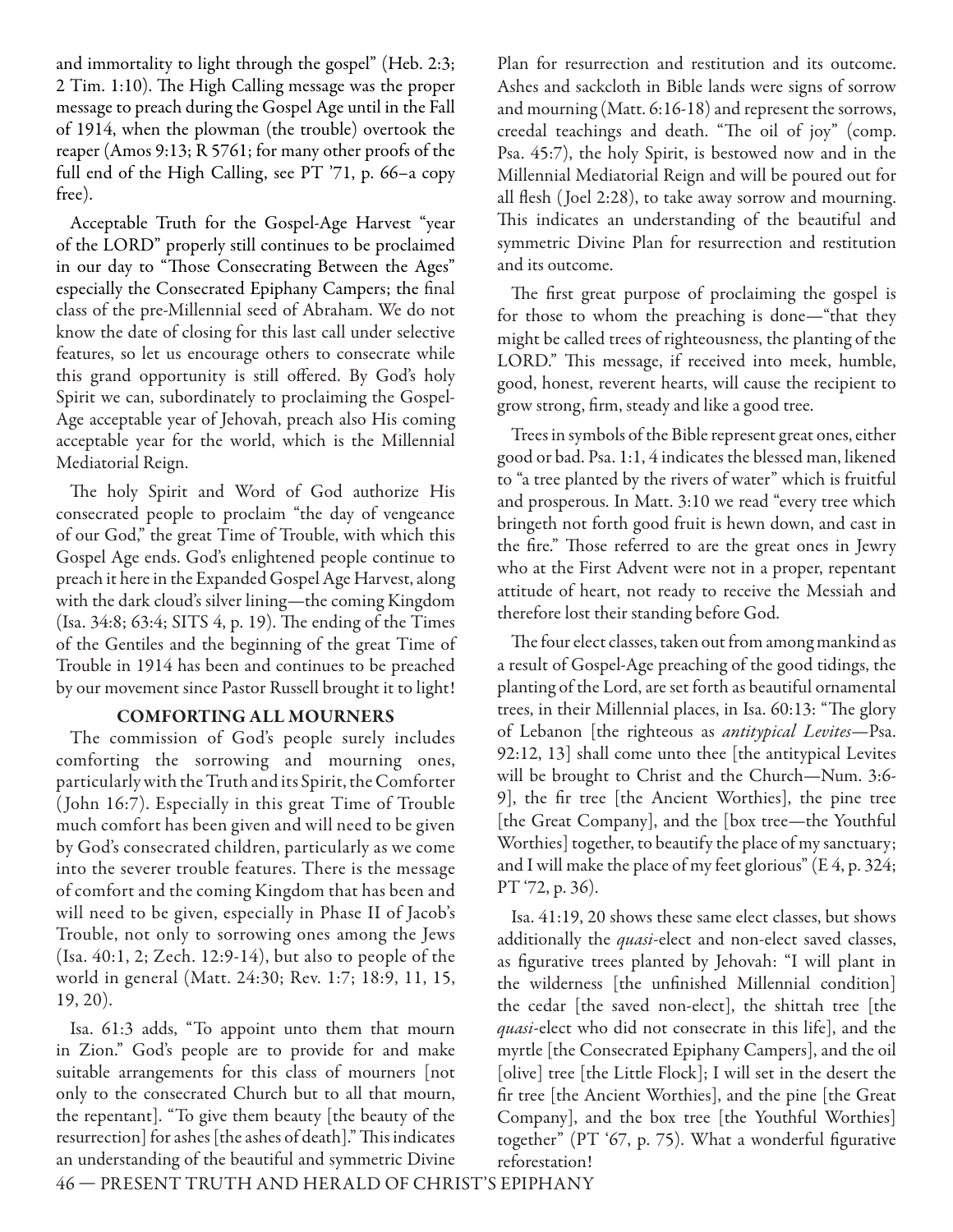and immortality to light through the gospel" (Heb. 2:3; 2 Tim. 1:10). The High Calling message was the proper message to preach during the Gospel Age until in the Fall of 1914, when the plowman (the trouble) overtook the reaper (Amos 9:13; R 5761; for many other proofs of the full end of the High Calling, see PT '71, p. 66–a copy free).

Acceptable Truth for the Gospel-Age Harvest "year of the LORD" properly still continues to be proclaimed in our day to "Those Consecrating Between the Ages" especially the Consecrated Epiphany Campers; the final class of the pre-Millennial seed of Abraham. We do not know the date of closing for this last call under selective features, so let us encourage others to consecrate while this grand opportunity is still offered. By God's holy Spirit we can, subordinately to proclaiming the Gospel-Age acceptable year of Jehovah, preach also His coming acceptable year for the world, which is the Millennial Mediatorial Reign.

The holy Spirit and Word of God authorize His consecrated people to proclaim "the day of vengeance of our God," the great Time of Trouble, with which this Gospel Age ends. God's enlightened people continue to preach it here in the Expanded Gospel Age Harvest, along with the dark cloud's silver lining—the coming Kingdom (Isa. 34:8; 63:4; SITS 4, p. 19). The ending of the Times of the Gentiles and the beginning of the great Time of Trouble in 1914 has been and continues to be preached by our movement since Pastor Russell brought it to light!

## COMFORTING ALL MOURNERS

The commission of God's people surely includes comforting the sorrowing and mourning ones, particularly with the Truth and its Spirit, the Comforter (John 16:7). Especially in this great Time of Trouble much comfort has been given and will need to be given by God's consecrated children, particularly as we come into the severer trouble features. There is the message of comfort and the coming Kingdom that has been and will need to be given, especially in Phase II of Jacob's Trouble, not only to sorrowing ones among the Jews (Isa. 40:1, 2; Zech. 12:9-14), but also to people of the world in general (Matt. 24:30; Rev. 1:7; 18:9, 11, 15, 19, 20).

Isa. 61:3 adds, "To appoint unto them that mourn in Zion." God's people are to provide for and make suitable arrangements for this class of mourners [not only to the consecrated Church but to all that mourn, the repentant]. "To give them beauty [the beauty of the resurrection] for ashes [the ashes of death]." This indicates an understanding of the beautiful and symmetric Divine Plan for resurrection and restitution and its outcome. Ashes and sackcloth in Bible lands were signs of sorrow and mourning (Matt. 6:16-18) and represent the sorrows, creedal teachings and death. "The oil of joy" (comp. Psa. 45:7), the holy Spirit, is bestowed now and in the Millennial Mediatorial Reign and will be poured out for all flesh (Joel 2:28), to take away sorrow and mourning. This indicates an understanding of the beautiful and symmetric Divine Plan for resurrection and restitution and its outcome.

The first great purpose of proclaiming the gospel is for those to whom the preaching is done—"that they might be called trees of righteousness, the planting of the LORD." This message, if received into meek, humble, good, honest, reverent hearts, will cause the recipient to grow strong, firm, steady and like a good tree.

Trees in symbols of the Bible represent great ones, either good or bad. Psa. 1:1, 4 indicates the blessed man, likened to "a tree planted by the rivers of water" which is fruitful and prosperous. In Matt. 3:10 we read "every tree which bringeth not forth good fruit is hewn down, and cast in the fire." Those referred to are the great ones in Jewry who at the First Advent were not in a proper, repentant attitude of heart, not ready to receive the Messiah and therefore lost their standing before God.

The four elect classes, taken out from among mankind as a result of Gospel-Age preaching of the good tidings, the planting of the Lord, are set forth as beautiful ornamental trees, in their Millennial places, in Isa. 60:13: "The glory of Lebanon [the righteous as *antitypical Levites*—Psa. 92:12, 13] shall come unto thee [the antitypical Levites will be brought to Christ and the Church—Num. 3:6-9], the fir tree [the Ancient Worthies], the pine tree [the Great Company], and the [box tree—the Youthful Worthies] together, to beautify the place of my sanctuary; and I will make the place of my feet glorious" (E 4, p. 324; PT '72, p. 36).

Isa. 41:19, 20 shows these same elect classes, but shows additionally the *quasi*-elect and non-elect saved classes, as figurative trees planted by Jehovah: "I will plant in the wilderness [the unfinished Millennial condition] the cedar [the saved non-elect], the shittah tree [the *quasi*-elect who did not consecrate in this life], and the myrtle [the Consecrated Epiphany Campers], and the oil [olive] tree [the Little Flock]; I will set in the desert the fir tree [the Ancient Worthies], and the pine [the Great Company], and the box tree [the Youthful Worthies] together" (PT '67, p. 75). What a wonderful figurative reforestation!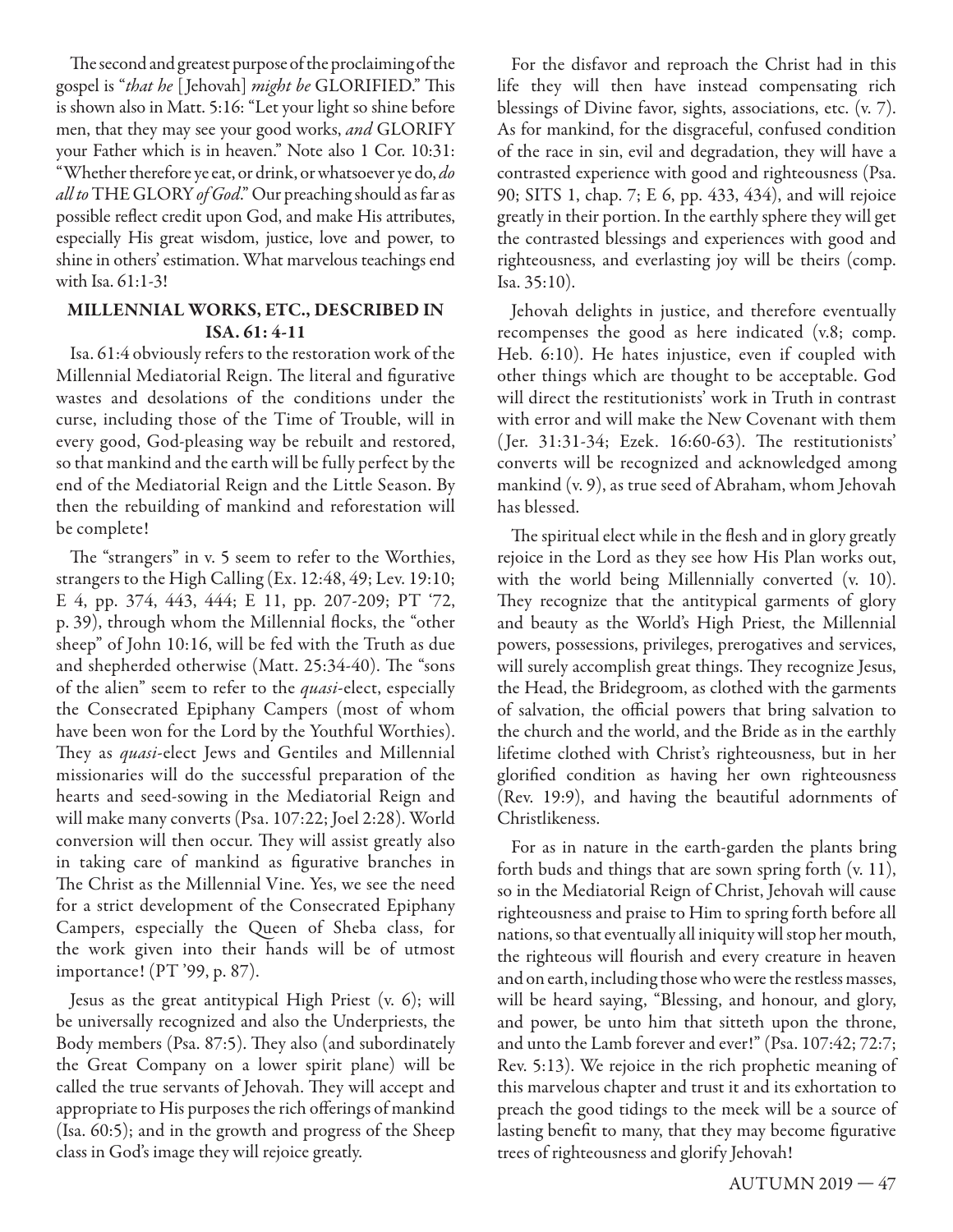The second and greatest purpose of the proclaiming of the gospel is "*that he* [Jehovah] *might be* GLORIFIED." This is shown also in Matt. 5:16: "Let your light so shine before men, that they may see your good works, *and* GLORIFY your Father which is in heaven." Note also 1 Cor. 10:31: "Whether therefore ye eat, or drink, or whatsoever ye do, *do all to* THE GLORY *of God*." Our preaching should as far as possible reflect credit upon God, and make His attributes, especially His great wisdom, justice, love and power, to shine in others' estimation. What marvelous teachings end with Isa. 61:1-3!

## MILLENNIAL WORKS, ETC., DESCRIBED IN ISA. 61: 4-11

Isa. 61:4 obviously refers to the restoration work of the Millennial Mediatorial Reign. The literal and figurative wastes and desolations of the conditions under the curse, including those of the Time of Trouble, will in every good, God-pleasing way be rebuilt and restored, so that mankind and the earth will be fully perfect by the end of the Mediatorial Reign and the Little Season. By then the rebuilding of mankind and reforestation will be complete!

The "strangers" in v. 5 seem to refer to the Worthies, strangers to the High Calling (Ex. 12:48, 49; Lev. 19:10; E 4, pp. 374, 443, 444; E 11, pp. 207-209; PT '72, p. 39), through whom the Millennial flocks, the "other sheep" of John 10:16, will be fed with the Truth as due and shepherded otherwise (Matt. 25:34-40). The "sons of the alien" seem to refer to the *quasi*-elect, especially the Consecrated Epiphany Campers (most of whom have been won for the Lord by the Youthful Worthies). They as *quasi*-elect Jews and Gentiles and Millennial missionaries will do the successful preparation of the hearts and seed-sowing in the Mediatorial Reign and will make many converts (Psa. 107:22; Joel 2:28). World conversion will then occur. They will assist greatly also in taking care of mankind as figurative branches in The Christ as the Millennial Vine. Yes, we see the need for a strict development of the Consecrated Epiphany Campers, especially the Queen of Sheba class, for the work given into their hands will be of utmost importance! (PT '99, p. 87).

Jesus as the great antitypical High Priest (v. 6); will be universally recognized and also the Underpriests, the Body members (Psa. 87:5). They also (and subordinately the Great Company on a lower spirit plane) will be called the true servants of Jehovah. They will accept and appropriate to His purposes the rich offerings of mankind (Isa. 60:5); and in the growth and progress of the Sheep class in God's image they will rejoice greatly.

For the disfavor and reproach the Christ had in this life they will then have instead compensating rich blessings of Divine favor, sights, associations, etc. (v. 7). As for mankind, for the disgraceful, confused condition of the race in sin, evil and degradation, they will have a contrasted experience with good and righteousness (Psa. 90; SITS 1, chap. 7; E 6, pp. 433, 434), and will rejoice greatly in their portion. In the earthly sphere they will get the contrasted blessings and experiences with good and righteousness, and everlasting joy will be theirs (comp. Isa. 35:10).

Jehovah delights in justice, and therefore eventually recompenses the good as here indicated (v.8; comp. Heb. 6:10). He hates injustice, even if coupled with other things which are thought to be acceptable. God will direct the restitutionists' work in Truth in contrast with error and will make the New Covenant with them (Jer. 31:31-34; Ezek. 16:60-63). The restitutionists' converts will be recognized and acknowledged among mankind (v. 9), as true seed of Abraham, whom Jehovah has blessed.

The spiritual elect while in the flesh and in glory greatly rejoice in the Lord as they see how His Plan works out, with the world being Millennially converted (v. 10). They recognize that the antitypical garments of glory and beauty as the World's High Priest, the Millennial powers, possessions, privileges, prerogatives and services, will surely accomplish great things. They recognize Jesus, the Head, the Bridegroom, as clothed with the garments of salvation, the official powers that bring salvation to the church and the world, and the Bride as in the earthly lifetime clothed with Christ's righteousness, but in her glorified condition as having her own righteousness (Rev. 19:9), and having the beautiful adornments of Christlikeness.

For as in nature in the earth-garden the plants bring forth buds and things that are sown spring forth (v. 11), so in the Mediatorial Reign of Christ, Jehovah will cause righteousness and praise to Him to spring forth before all nations, so that eventually all iniquity will stop her mouth, the righteous will flourish and every creature in heaven and on earth, including those who were the restless masses, will be heard saying, "Blessing, and honour, and glory, and power, be unto him that sitteth upon the throne, and unto the Lamb forever and ever!" (Psa. 107:42; 72:7; Rev. 5:13). We rejoice in the rich prophetic meaning of this marvelous chapter and trust it and its exhortation to preach the good tidings to the meek will be a source of lasting benefit to many, that they may become figurative trees of righteousness and glorify Jehovah!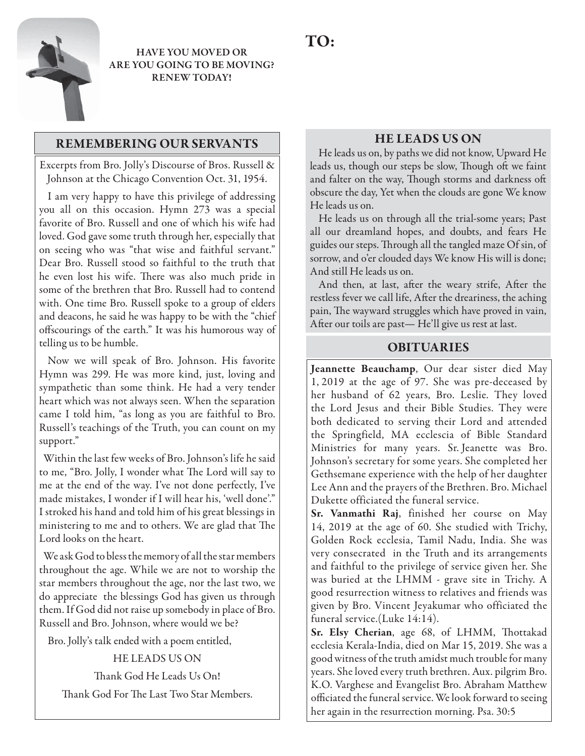HAVE YOU MOVED OR
ARE YOU GOING TO BE MOVING?
RENEW TODAY!

TO:

## REMEMBERING OUR SERVANTS

Excerpts from Bro. Jolly's Discourse of Bros. Russell & Johnson at the Chicago Convention Oct. 31, 1954.

I am very happy to have this privilege of addressing you all on this occasion. Hymn 273 was a special favorite of Bro. Russell and one of which his wife had loved. God gave some truth through her, especially that on seeing who was "that wise and faithful servant." Dear Bro. Russell stood so faithful to the truth that he even lost his wife. There was also much pride in some of the brethren that Bro. Russell had to contend with. One time Bro. Russell spoke to a group of elders and deacons, he said he was happy to be with the "chief offscourings of the earth." It was his humorous way of telling us to be humble.

Now we will speak of Bro. Johnson. His favorite Hymn was 299. He was more kind, just, loving and sympathetic than some think. He had a very tender heart which was not always seen. When the separation came I told him, "as long as you are faithful to Bro. Russell's teachings of the Truth, you can count on my support."

Within the last few weeks of Bro. Johnson's life he said to me, "Bro. Jolly, I wonder what The Lord will say to me at the end of the way. I've not done perfectly, I've made mistakes, I wonder if I will hear his, 'well done'." I stroked his hand and told him of his great blessings in ministering to me and to others. We are glad that The Lord looks on the heart.

We ask God to bless the memory of all the star members throughout the age. While we are not to worship the star members throughout the age, nor the last two, we do appreciate the blessings God has given us through them. If God did not raise up somebody in place of Bro. Russell and Bro. Johnson, where would we be?

Bro. Jolly's talk ended with a poem entitled,

HE LEADS US ON

Thank God He Leads Us On!

Thank God For The Last Two Star Members.

## HE LEADS US ON

He leads us on, by paths we did not know, Upward He leads us, though our steps be slow, Though oft we faint and falter on the way, Though storms and darkness oft obscure the day, Yet when the clouds are gone We know He leads us on.

He leads us on through all the trial-some years; Past all our dreamland hopes, and doubts, and fears He guides our steps. Through all the tangled maze Of sin, of sorrow, and o'er clouded days We know His will is done; And still He leads us on.

And then, at last, after the weary strife, After the restless fever we call life, After the dreariness, the aching pain, The wayward struggles which have proved in vain, After our toils are past— He'll give us rest at last.

## OBITUARIES

**Jeannette Beauchamp**, Our dear sister died May 1, 2019 at the age of 97. She was pre-deceased by her husband of 62 years, Bro. Leslie. They loved the Lord Jesus and their Bible Studies. They were both dedicated to serving their Lord and attended the Springfield, MA ecclescia of Bible Standard Ministries for many years. Sr. Jeanette was Bro. Johnson's secretary for some years. She completed her Gethsemane experience with the help of her daughter Lee Ann and the prayers of the Brethren. Bro. Michael Dukette officiated the funeral service.

**Sr. Vanmathi Raj**, finished her course on May 14, 2019 at the age of 60. She studied with Trichy, Golden Rock ecclesia, Tamil Nadu, India. She was very consecrated in the Truth and its arrangements and faithful to the privilege of service given her. She was buried at the LHMM - grave site in Trichy. A good resurrection witness to relatives and friends was given by Bro. Vincent Jeyakumar who officiated the funeral service.(Luke 14:14).

**Sr. Elsy Cherian**, age 68, of LHMM, Thottakad ecclesia Kerala-India, died on Mar 15, 2019. She was a good witness of the truth amidst much trouble for many years. She loved every truth brethren. Aux. pilgrim Bro. K.O. Varghese and Evangelist Bro. Abraham Matthew officiated the funeral service. We look forward to seeing her again in the resurrection morning. Psa. 30:5